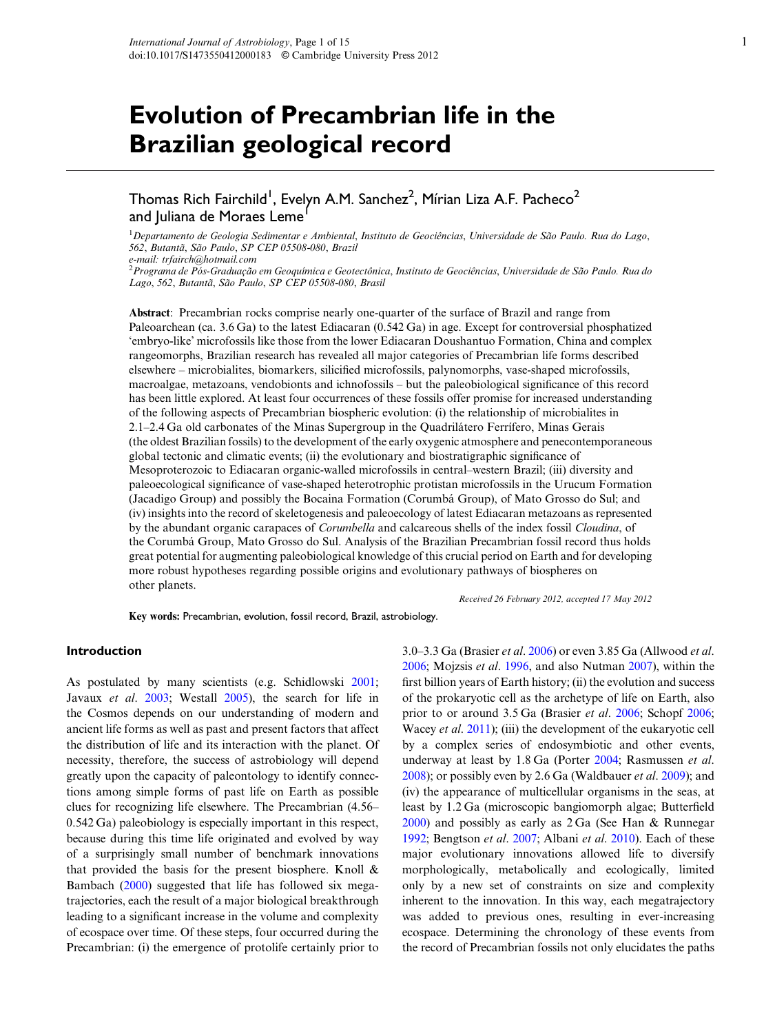# Evolution of Precambrian life in the Brazilian geological record

Thomas Rich Fairchild[1], Evelyn A.M. Sanchez[2], Mírian Liza A.F. Pacheco[2] and Juliana de Moraes Leme[1]

[1]*Departamento de Geologia Sedimentar e Ambiental, Instituto de Geociências, Universidade de São Paulo. Rua do Lago, 562, Butantã, São Paulo, SP CEP 05508-080, Brazil*
*e-mail: trfairch@hotmail.com*
[2]*Programa de Pós-Graduação em Geoquímica e Geotectônica, Instituto de Geociências, Universidade de São Paulo. Rua do Lago, 562, Butantã, São Paulo, SP CEP 05508-080, Brasil*

**Abstract**: Precambrian rocks comprise nearly one-quarter of the surface of Brazil and range from Paleoarchean (ca. 3.6 Ga) to the latest Ediacaran (0.542 Ga) in age. Except for controversial phosphatized 'embryo-like' microfossils like those from the lower Ediacaran Doushantuo Formation, China and complex rangeomorphs, Brazilian research has revealed all major categories of Precambrian life forms described elsewhere – microbialites, biomarkers, silicified microfossils, palynomorphs, vase-shaped microfossils, macroalgae, metazoans, vendobionts and ichnofossils – but the paleobiological significance of this record has been little explored. At least four occurrences of these fossils offer promise for increased understanding of the following aspects of Precambrian biospheric evolution: (i) the relationship of microbialites in 2.1–2.4 Ga old carbonates of the Minas Supergroup in the Quadrilátero Ferrífero, Minas Gerais (the oldest Brazilian fossils) to the development of the early oxygenic atmosphere and penecontemporaneous global tectonic and climatic events; (ii) the evolutionary and biostratigraphic significance of Mesoproterozoic to Ediacaran organic-walled microfossils in central–western Brazil; (iii) diversity and paleoecological significance of vase-shaped heterotrophic protistan microfossils in the Urucum Formation (Jacadigo Group) and possibly the Bocaina Formation (Corumbá Group), of Mato Grosso do Sul; and (iv) insights into the record of skeletogenesis and paleoecology of latest Ediacaran metazoans as represented by the abundant organic carapaces of *Corumbella* and calcareous shells of the index fossil *Cloudina*, of the Corumbá Group, Mato Grosso do Sul. Analysis of the Brazilian Precambrian fossil record thus holds great potential for augmenting paleobiological knowledge of this crucial period on Earth and for developing more robust hypotheses regarding possible origins and evolutionary pathways of biospheres on other planets.

*Received 26 February 2012, accepted 17 May 2012*

**Key words:** Precambrian, evolution, fossil record, Brazil, astrobiology.

## Introduction

As postulated by many scientists (e.g. Schidlowski 2001; Javaux *et al*. 2003; Westall 2005), the search for life in the Cosmos depends on our understanding of modern and ancient life forms as well as past and present factors that affect the distribution of life and its interaction with the planet. Of necessity, therefore, the success of astrobiology will depend greatly upon the capacity of paleontology to identify connections among simple forms of past life on Earth as possible clues for recognizing life elsewhere. The Precambrian (4.56–0.542 Ga) paleobiology is especially important in this respect, because during this time life originated and evolved by way of a surprisingly small number of benchmark innovations that provided the basis for the present biosphere. Knoll & Bambach (2000) suggested that life has followed six megatrajectories, each the result of a major biological breakthrough leading to a significant increase in the volume and complexity of ecospace over time. Of these steps, four occurred during the Precambrian: (i) the emergence of protolife certainly prior to 3.0–3.3 Ga (Brasier *et al*. 2006) or even 3.85 Ga (Allwood *et al*. 2006; Mojzsis *et al*. 1996, and also Nutman 2007), within the first billion years of Earth history; (ii) the evolution and success of the prokaryotic cell as the archetype of life on Earth, also prior to or around 3.5 Ga (Brasier *et al*. 2006; Schopf 2006; Wacey *et al*. 2011); (iii) the development of the eukaryotic cell by a complex series of endosymbiotic and other events, underway at least by 1.8 Ga (Porter 2004; Rasmussen *et al*. 2008); or possibly even by 2.6 Ga (Waldbauer *et al*. 2009); and (iv) the appearance of multicellular organisms in the seas, at least by 1.2 Ga (microscopic bangiomorph algae; Butterfield 2000) and possibly as early as 2 Ga (See Han & Runnegar 1992; Bengtson *et al*. 2007; Albani *et al*. 2010). Each of these major evolutionary innovations allowed life to diversify morphologically, metabolically and ecologically, limited only by a new set of constraints on size and complexity inherent to the innovation. In this way, each megatrajectory was added to previous ones, resulting in ever-increasing ecospace. Determining the chronology of these events from the record of Precambrian fossils not only elucidates the paths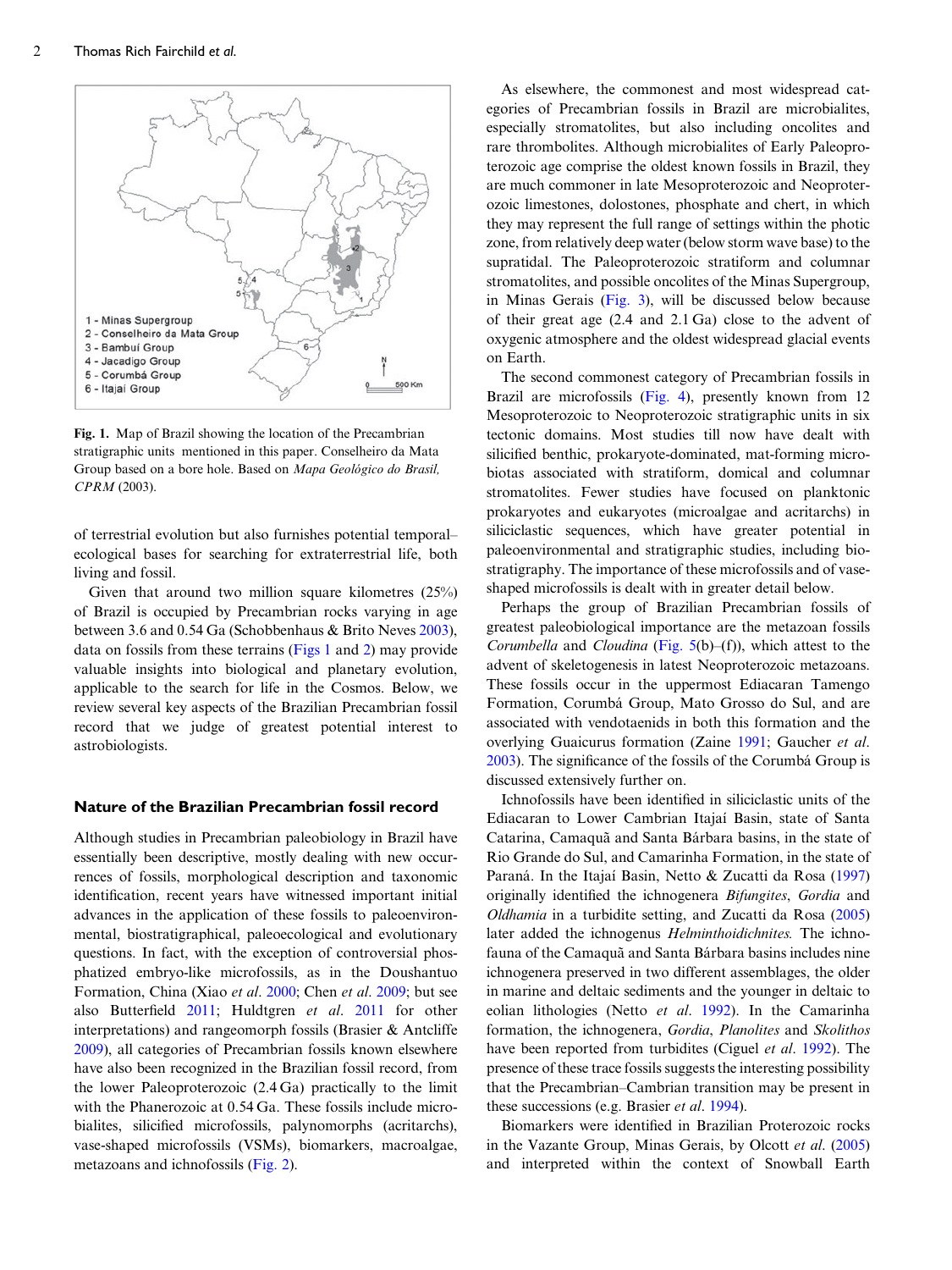1 - Minas Supergroup
2 - Conselheiro da Mata Group
3 - Bambuí Group
4 - Jacadigo Group
5 - Corumbá Group
6 - Itajaí Group

**Fig. 1.** Map of Brazil showing the location of the Precambrian stratigraphic units mentioned in this paper. Conselheiro da Mata Group based on a bore hole. Based on *Mapa Geológico do Brasil, CPRM* (2003).

of terrestrial evolution but also furnishes potential temporal–ecological bases for searching for extraterrestrial life, both living and fossil.

Given that around two million square kilometres (25%) of Brazil is occupied by Precambrian rocks varying in age between 3.6 and 0.54 Ga (Schobbenhaus & Brito Neves 2003), data on fossils from these terrains (Figs 1 and 2) may provide valuable insights into biological and planetary evolution, applicable to the search for life in the Cosmos. Below, we review several key aspects of the Brazilian Precambrian fossil record that we judge of greatest potential interest to astrobiologists.

## Nature of the Brazilian Precambrian fossil record

Although studies in Precambrian paleobiology in Brazil have essentially been descriptive, mostly dealing with new occurrences of fossils, morphological description and taxonomic identification, recent years have witnessed important initial advances in the application of these fossils to paleoenvironmental, biostratigraphical, paleoecological and evolutionary questions. In fact, with the exception of controversial phosphatized embryo-like microfossils, as in the Doushantuo Formation, China (Xiao *et al*. 2000; Chen *et al*. 2009; but see also Butterfield 2011; Huldtgren *et al*. 2011 for other interpretations) and rangeomorph fossils (Brasier & Antcliffe 2009), all categories of Precambrian fossils known elsewhere have also been recognized in the Brazilian fossil record, from the lower Paleoproterozoic (2.4 Ga) practically to the limit with the Phanerozoic at 0.54 Ga. These fossils include microbialites, silicified microfossils, palynomorphs (acritarchs), vase-shaped microfossils (VSMs), biomarkers, macroalgae, metazoans and ichnofossils (Fig. 2).

As elsewhere, the commonest and most widespread categories of Precambrian fossils in Brazil are microbialites, especially stromatolites, but also including oncolites and rare thrombolites. Although microbialites of Early Paleoproterozoic age comprise the oldest known fossils in Brazil, they are much commoner in late Mesoproterozoic and Neoproterozoic limestones, dolostones, phosphate and chert, in which they may represent the full range of settings within the photic zone, from relatively deep water (below storm wave base) to the supratidal. The Paleoproterozoic stratiform and columnar stromatolites, and possible oncolites of the Minas Supergroup, in Minas Gerais (Fig. 3), will be discussed below because of their great age (2.4 and 2.1 Ga) close to the advent of oxygenic atmosphere and the oldest widespread glacial events on Earth.

The second commonest category of Precambrian fossils in Brazil are microfossils (Fig. 4), presently known from 12 Mesoproterozoic to Neoproterozoic stratigraphic units in six tectonic domains. Most studies till now have dealt with silicified benthic, prokaryote-dominated, mat-forming microbiotas associated with stratiform, domical and columnar stromatolites. Fewer studies have focused on planktonic prokaryotes and eukaryotes (microalgae and acritarchs) in siliciclastic sequences, which have greater potential in paleoenvironmental and stratigraphic studies, including biostratigraphy. The importance of these microfossils and of vase-shaped microfossils is dealt with in greater detail below.

Perhaps the group of Brazilian Precambrian fossils of greatest paleobiological importance are the metazoan fossils *Corumbella* and *Cloudina* (Fig. 5(b)–(f)), which attest to the advent of skeletogenesis in latest Neoproterozoic metazoans. These fossils occur in the uppermost Ediacaran Tamengo Formation, Corumbá Group, Mato Grosso do Sul, and are associated with vendotaenids in both this formation and the overlying Guaicurus formation (Zaine 1991; Gaucher *et al*. 2003). The significance of the fossils of the Corumbá Group is discussed extensively further on.

Ichnofossils have been identified in siliciclastic units of the Ediacaran to Lower Cambrian Itajaí Basin, state of Santa Catarina, Camaquã and Santa Bárbara basins, in the state of Rio Grande do Sul, and Camarinha Formation, in the state of Paraná. In the Itajaí Basin, Netto & Zucatti da Rosa (1997) originally identified the ichnogenera *Bifungites*, *Gordia* and *Oldhamia* in a turbidite setting, and Zucatti da Rosa (2005) later added the ichnogenus *Helminthoidichnites.* The ichnofauna of the Camaquã and Santa Bárbara basins includes nine ichnogenera preserved in two different assemblages, the older in marine and deltaic sediments and the younger in deltaic to eolian lithologies (Netto *et al*. 1992). In the Camarinha formation, the ichnogenera, *Gordia*, *Planolites* and *Skolithos* have been reported from turbidites (Ciguel *et al*. 1992). The presence of these trace fossils suggests the interesting possibility that the Precambrian–Cambrian transition may be present in these successions (e.g. Brasier *et al*. 1994).

Biomarkers were identified in Brazilian Proterozoic rocks in the Vazante Group, Minas Gerais, by Olcott *et al*. (2005) and interpreted within the context of Snowball Earth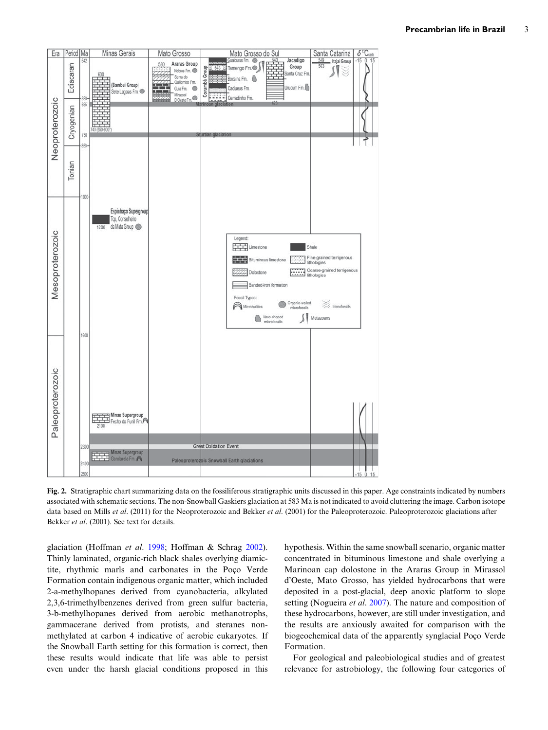**Fig. 2.** Stratigraphic chart summarizing data on the fossiliferous stratigraphic units discussed in this paper. Age constraints indicated by numbers associated with schematic sections. The non-Snowball Gaskiers glaciation at 583 Ma is not indicated to avoid cluttering the image. Carbon isotope data based on Mills *et al*. (2011) for the Neoproterozoic and Bekker *et al*. (2001) for the Paleoproterozoic. Paleoproterozoic glaciations after Bekker *et al*. (2001). See text for details.

glaciation (Hoffman *et al*. 1998; Hoffman & Schrag 2002). Thinly laminated, organic-rich black shales overlying diamictite, rhythmic marls and carbonates in the Poço Verde Formation contain indigenous organic matter, which included 2-a-methylhopanes derived from cyanobacteria, alkylated 2,3,6-trimethylbenzenes derived from green sulfur bacteria, 3-b-methylhopanes derived from aerobic methanotrophs, gammacerane derived from protists, and steranes non-methylated at carbon 4 indicative of aerobic eukaryotes. If the Snowball Earth setting for this formation is correct, then these results would indicate that life was able to persist even under the harsh glacial conditions proposed in this hypothesis. Within the same snowball scenario, organic matter concentrated in bituminous limestone and shale overlying a Marinoan cap dolostone in the Araras Group in Mirassol d'Oeste, Mato Grosso, has yielded hydrocarbons that were deposited in a post-glacial, deep anoxic platform to slope setting (Nogueira *et al*. 2007). The nature and composition of these hydrocarbons, however, are still under investigation, and the results are anxiously awaited for comparison with the biogeochemical data of the apparently synglacial Poço Verde Formation.

For geological and paleobiological studies and of greatest relevance for astrobiology, the following four categories of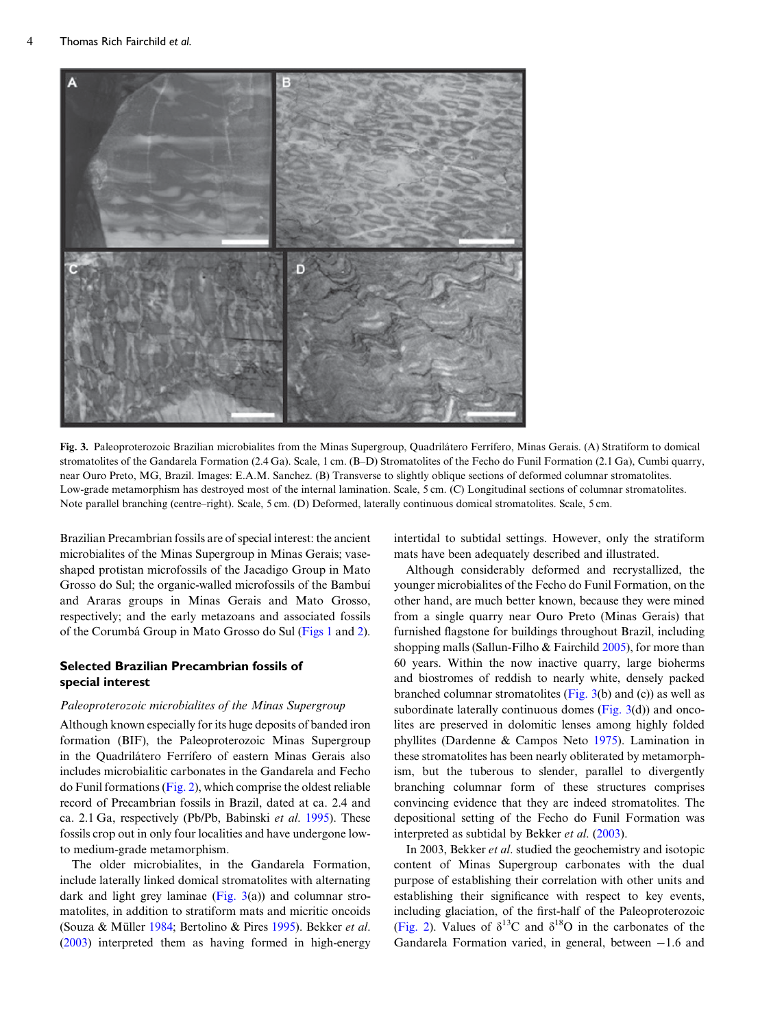**Fig. 3.** Paleoproterozoic Brazilian microbialites from the Minas Supergroup, Quadrilátero Ferrífero, Minas Gerais. (A) Stratiform to domical stromatolites of the Gandarela Formation (2.4 Ga). Scale, 1 cm. (B–D) Stromatolites of the Fecho do Funil Formation (2.1 Ga), Cumbi quarry, near Ouro Preto, MG, Brazil. Images: E.A.M. Sanchez. (B) Transverse to slightly oblique sections of deformed columnar stromatolites. Low-grade metamorphism has destroyed most of the internal lamination. Scale, 5 cm. (C) Longitudinal sections of columnar stromatolites. Note parallel branching (centre–right). Scale, 5 cm. (D) Deformed, laterally continuous domical stromatolites. Scale, 5 cm.

Brazilian Precambrian fossils are of special interest: the ancient microbialites of the Minas Supergroup in Minas Gerais; vase-shaped protistan microfossils of the Jacadigo Group in Mato Grosso do Sul; the organic-walled microfossils of the Bambuí and Araras groups in Minas Gerais and Mato Grosso, respectively; and the early metazoans and associated fossils of the Corumbá Group in Mato Grosso do Sul (Figs 1 and 2).

## Selected Brazilian Precambrian fossils of special interest

### *Paleoproterozoic microbialites of the Minas Supergroup*

Although known especially for its huge deposits of banded iron formation (BIF), the Paleoproterozoic Minas Supergroup in the Quadrilátero Ferrífero of eastern Minas Gerais also includes microbialitic carbonates in the Gandarela and Fecho do Funil formations (Fig. 2), which comprise the oldest reliable record of Precambrian fossils in Brazil, dated at ca. 2.4 and ca. 2.1 Ga, respectively (Pb/Pb, Babinski *et al.* 1995). These fossils crop out in only four localities and have undergone low- to medium-grade metamorphism.

The older microbialites, in the Gandarela Formation, include laterally linked domical stromatolites with alternating dark and light grey laminae (Fig. 3(a)) and columnar stromatolites, in addition to stratiform mats and micritic oncoids (Souza & Müller 1984; Bertolino & Pires 1995). Bekker *et al.* (2003) interpreted them as having formed in high-energy intertidal to subtidal settings. However, only the stratiform mats have been adequately described and illustrated.

Although considerably deformed and recrystallized, the younger microbialites of the Fecho do Funil Formation, on the other hand, are much better known, because they were mined from a single quarry near Ouro Preto (Minas Gerais) that furnished flagstone for buildings throughout Brazil, including shopping malls (Sallun-Filho & Fairchild 2005), for more than 60 years. Within the now inactive quarry, large bioherms and biostromes of reddish to nearly white, densely packed branched columnar stromatolites (Fig. 3(b) and (c)) as well as subordinate laterally continuous domes (Fig. 3(d)) and oncolites are preserved in dolomitic lenses among highly folded phyllites (Dardenne & Campos Neto 1975). Lamination in these stromatolites has been nearly obliterated by metamorphism, but the tuberous to slender, parallel to divergently branching columnar form of these structures comprises convincing evidence that they are indeed stromatolites. The depositional setting of the Fecho do Funil Formation was interpreted as subtidal by Bekker *et al.* (2003).

In 2003, Bekker *et al.* studied the geochemistry and isotopic content of Minas Supergroup carbonates with the dual purpose of establishing their correlation with other units and establishing their significance with respect to key events, including glaciation, of the first-half of the Paleoproterozoic (Fig. 2). Values of $\delta^{13}C$ and $\delta^{18}O$ in the carbonates of the Gandarela Formation varied, in general, between −1.6 and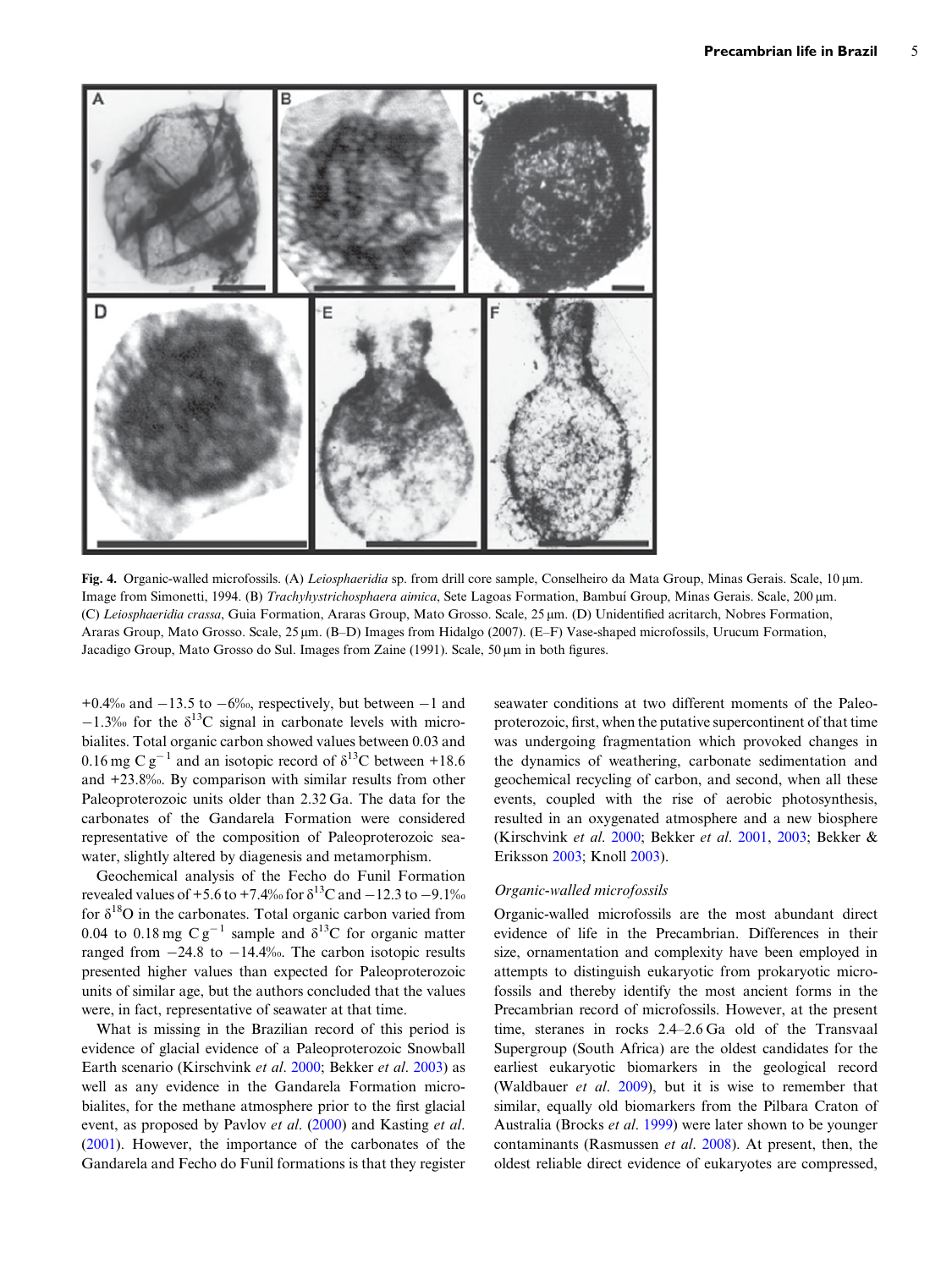Fig. 4. Organic-walled microfossils. (A) *Leiosphaeridia* sp. from drill core sample, Conselheiro da Mata Group, Minas Gerais. Scale, 10 μm. Image from Simonetti, 1994. (B) *Trachyhystrichosphaera aimica*, Sete Lagoas Formation, Bambuí Group, Minas Gerais. Scale, 200 μm. (C) *Leiosphaeridia crassa*, Guia Formation, Araras Group, Mato Grosso. Scale, 25 μm. (D) Unidentified acritarch, Nobres Formation, Araras Group, Mato Grosso. Scale, 25 μm. (B–D) Images from Hidalgo (2007). (E–F) Vase-shaped microfossils, Urucum Formation, Jacadigo Group, Mato Grosso do Sul. Images from Zaine (1991). Scale, 50 μm in both figures.

+0.4‰ and −13.5 to −6‰, respectively, but between −1 and −1.3‰ for the $\delta^{13}C$ signal in carbonate levels with microbialites. Total organic carbon showed values between 0.03 and 0.16 mg C $g^{-1}$ and an isotopic record of $\delta^{13}C$ between +18.6 and +23.8‰. By comparison with similar results from other Paleoproterozoic units older than 2.32 Ga. The data for the carbonates of the Gandarela Formation were considered representative of the composition of Paleoproterozoic seawater, slightly altered by diagenesis and metamorphism.

Geochemical analysis of the Fecho do Funil Formation revealed values of +5.6 to +7.4‰ for $\delta^{13}C$ and −12.3 to −9.1‰ for $\delta^{18}O$ in the carbonates. Total organic carbon varied from 0.04 to 0.18 mg C $g^{-1}$ sample and $\delta^{13}C$ for organic matter ranged from −24.8 to −14.4‰. The carbon isotopic results presented higher values than expected for Paleoproterozoic units of similar age, but the authors concluded that the values were, in fact, representative of seawater at that time.

What is missing in the Brazilian record of this period is evidence of glacial evidence of a Paleoproterozoic Snowball Earth scenario (Kirschvink *et al*. 2000; Bekker *et al*. 2003) as well as any evidence in the Gandarela Formation microbialites, for the methane atmosphere prior to the first glacial event, as proposed by Pavlov *et al*. (2000) and Kasting *et al*. (2001). However, the importance of the carbonates of the Gandarela and Fecho do Funil formations is that they register seawater conditions at two different moments of the Paleoproterozoic, first, when the putative supercontinent of that time was undergoing fragmentation which provoked changes in the dynamics of weathering, carbonate sedimentation and geochemical recycling of carbon, and second, when all these events, coupled with the rise of aerobic photosynthesis, resulted in an oxygenated atmosphere and a new biosphere (Kirschvink *et al*. 2000; Bekker *et al*. 2001, 2003; Bekker & Eriksson 2003; Knoll 2003).

### *Organic-walled microfossils*

Organic-walled microfossils are the most abundant direct evidence of life in the Precambrian. Differences in their size, ornamentation and complexity have been employed in attempts to distinguish eukaryotic from prokaryotic microfossils and thereby identify the most ancient forms in the Precambrian record of microfossils. However, at the present time, steranes in rocks 2.4–2.6 Ga old of the Transvaal Supergroup (South Africa) are the oldest candidates for the earliest eukaryotic biomarkers in the geological record (Waldbauer *et al*. 2009), but it is wise to remember that similar, equally old biomarkers from the Pilbara Craton of Australia (Brocks *et al*. 1999) were later shown to be younger contaminants (Rasmussen *et al*. 2008). At present, then, the oldest reliable direct evidence of eukaryotes are compressed,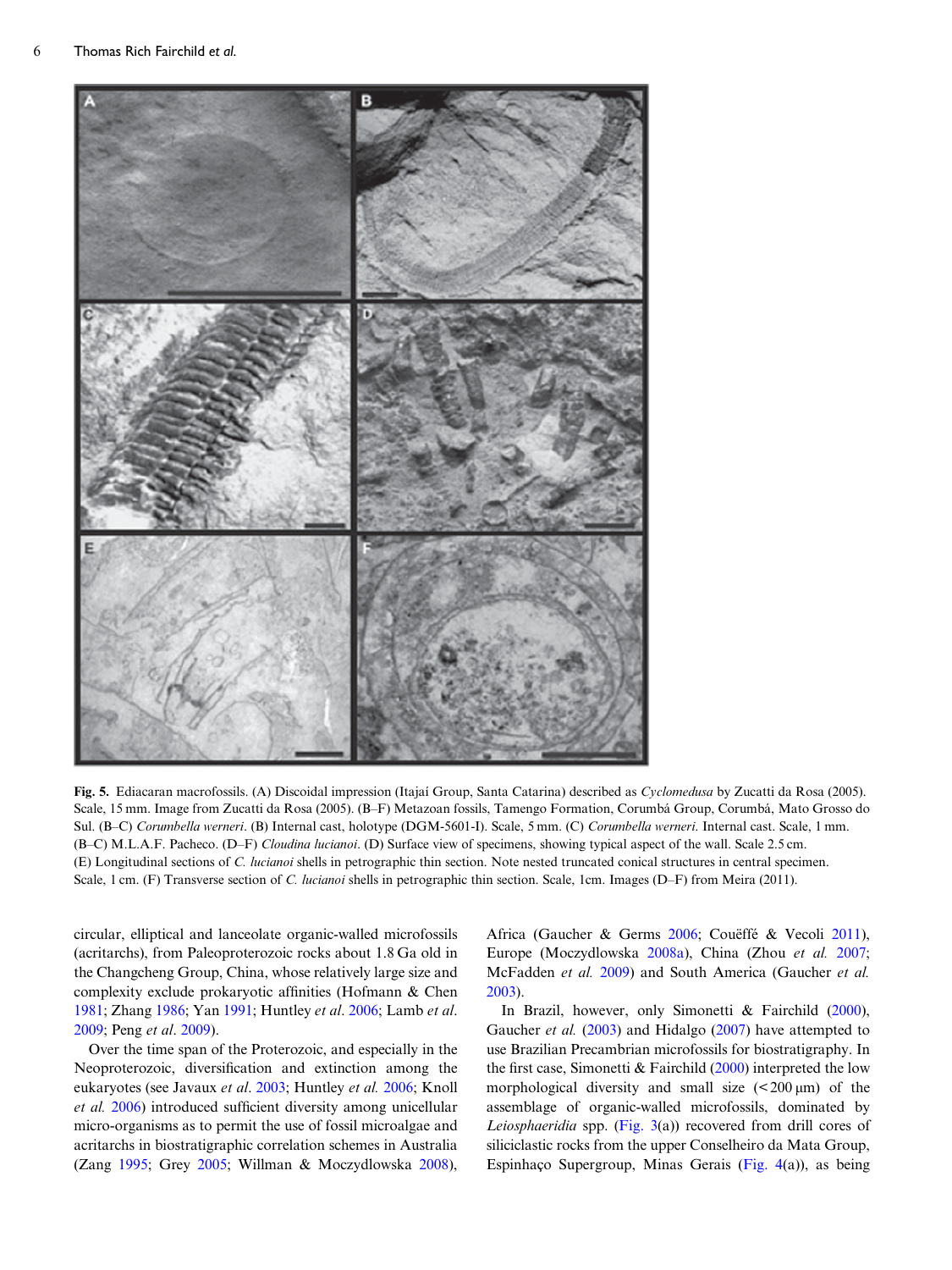**Fig. 5.** Ediacaran macrofossils. (A) Discoidal impression (Itajaí Group, Santa Catarina) described as *Cyclomedusa* by Zucatti da Rosa (2005). Scale, 15 mm. Image from Zucatti da Rosa (2005). (B–F) Metazoan fossils, Tamengo Formation, Corumbá Group, Corumbá, Mato Grosso do Sul. (B–C) *Corumbella werneri*. (B) Internal cast, holotype (DGM-5601-I). Scale, 5 mm. (C) *Corumbella werneri*. Internal cast. Scale, 1 mm. (B–C) M.L.A.F. Pacheco. (D–F) *Cloudina lucianoi*. (D) Surface view of specimens, showing typical aspect of the wall. Scale 2.5 cm. (E) Longitudinal sections of *C. lucianoi* shells in petrographic thin section. Note nested truncated conical structures in central specimen. Scale, 1 cm. (F) Transverse section of *C. lucianoi* shells in petrographic thin section. Scale, 1cm. Images (D–F) from Meira (2011).

circular, elliptical and lanceolate organic-walled microfossils (acritarchs), from Paleoproterozoic rocks about 1.8 Ga old in the Changcheng Group, China, whose relatively large size and complexity exclude prokaryotic affinities (Hofmann & Chen 1981; Zhang 1986; Yan 1991; Huntley *et al*. 2006; Lamb *et al*. 2009; Peng *et al*. 2009).

Over the time span of the Proterozoic, and especially in the Neoproterozoic, diversification and extinction among the eukaryotes (see Javaux *et al*. 2003; Huntley *et al.* 2006; Knoll *et al.* 2006) introduced sufficient diversity among unicellular micro-organisms as to permit the use of fossil microalgae and acritarchs in biostratigraphic correlation schemes in Australia (Zang 1995; Grey 2005; Willman & Moczydlowska 2008), Africa (Gaucher & Germs 2006; Couëffé & Vecoli 2011), Europe (Moczydlowska 2008a), China (Zhou *et al.* 2007; McFadden *et al.* 2009) and South America (Gaucher *et al.* 2003).

In Brazil, however, only Simonetti & Fairchild (2000), Gaucher *et al.* (2003) and Hidalgo (2007) have attempted to use Brazilian Precambrian microfossils for biostratigraphy. In the first case, Simonetti & Fairchild (2000) interpreted the low morphological diversity and small size (< 200 μm) of the assemblage of organic-walled microfossils, dominated by *Leiosphaeridia* spp. (Fig. 3(a)) recovered from drill cores of siliciclastic rocks from the upper Conselheiro da Mata Group, Espinhaço Supergroup, Minas Gerais (Fig. 4(a)), as being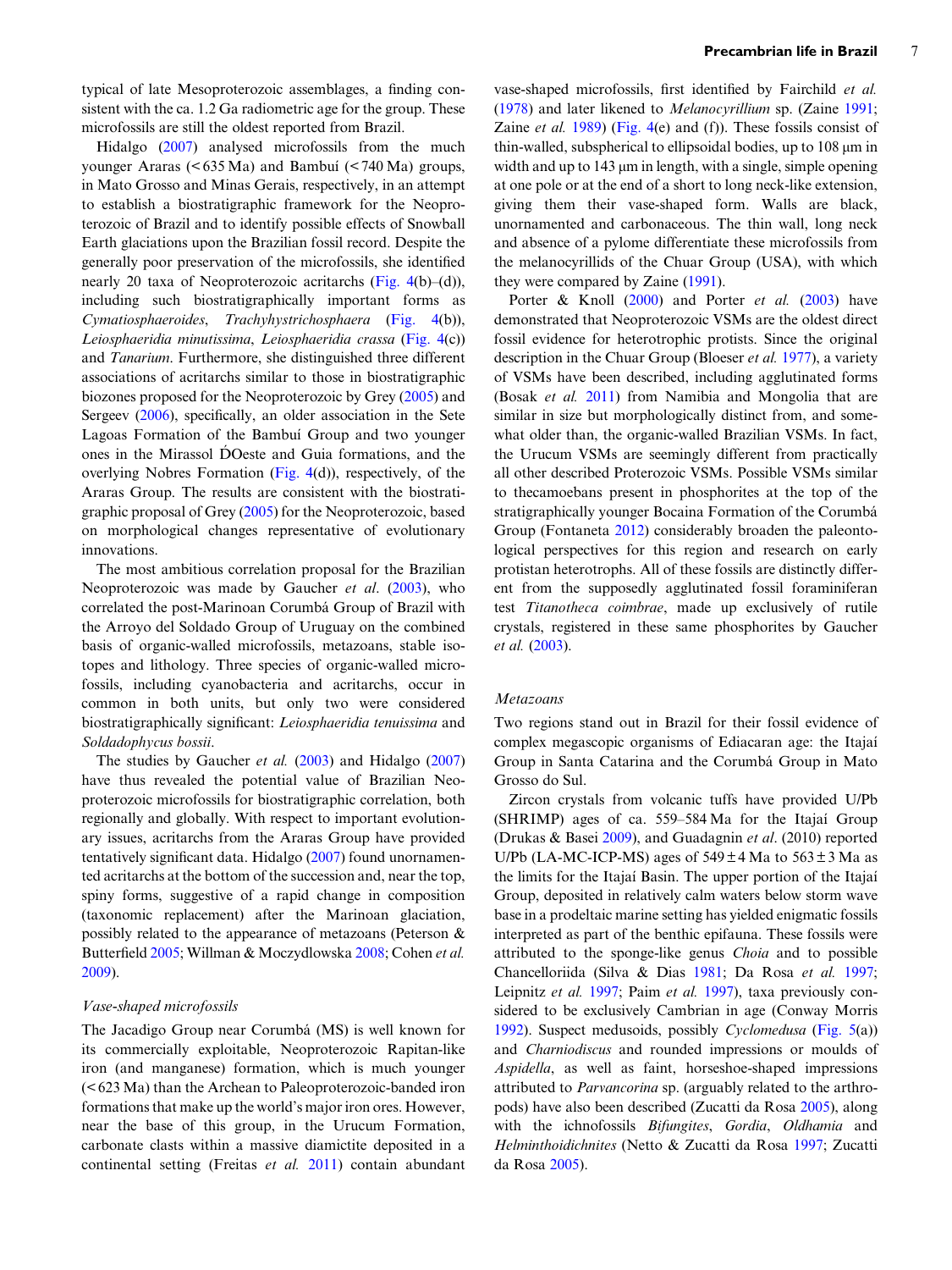typical of late Mesoproterozoic assemblages, a finding consistent with the ca. 1.2 Ga radiometric age for the group. These microfossils are still the oldest reported from Brazil.

Hidalgo (2007) analysed microfossils from the much younger Araras (< 635 Ma) and Bambuí (< 740 Ma) groups, in Mato Grosso and Minas Gerais, respectively, in an attempt to establish a biostratigraphic framework for the Neoproterozoic of Brazil and to identify possible effects of Snowball Earth glaciations upon the Brazilian fossil record. Despite the generally poor preservation of the microfossils, she identified nearly 20 taxa of Neoproterozoic acritarchs (Fig. 4(b)–(d)), including such biostratigraphically important forms as *Cymatiosphaeroides*, *Trachyhystrichosphaera* (Fig. 4(b)), *Leiosphaeridia minutissima*, *Leiosphaeridia crassa* (Fig. 4(c)) and *Tanarium*. Furthermore, she distinguished three different associations of acritarchs similar to those in biostratigraphic biozones proposed for the Neoproterozoic by Grey (2005) and Sergeev (2006), specifically, an older association in the Sete Lagoas Formation of the Bambuí Group and two younger ones in the Mirassol D́Oeste and Guia formations, and the overlying Nobres Formation (Fig. 4(d)), respectively, of the Araras Group. The results are consistent with the biostratigraphic proposal of Grey (2005) for the Neoproterozoic, based on morphological changes representative of evolutionary innovations.

The most ambitious correlation proposal for the Brazilian Neoproterozoic was made by Gaucher *et al*. (2003), who correlated the post-Marinoan Corumbá Group of Brazil with the Arroyo del Soldado Group of Uruguay on the combined basis of organic-walled microfossils, metazoans, stable isotopes and lithology. Three species of organic-walled microfossils, including cyanobacteria and acritarchs, occur in common in both units, but only two were considered biostratigraphically significant: *Leiosphaeridia tenuissima* and *Soldadophycus bossii*.

The studies by Gaucher *et al.* (2003) and Hidalgo (2007) have thus revealed the potential value of Brazilian Neoproterozoic microfossils for biostratigraphic correlation, both regionally and globally. With respect to important evolutionary issues, acritarchs from the Araras Group have provided tentatively significant data. Hidalgo (2007) found unornamented acritarchs at the bottom of the succession and, near the top, spiny forms, suggestive of a rapid change in composition (taxonomic replacement) after the Marinoan glaciation, possibly related to the appearance of metazoans (Peterson & Butterfield 2005; Willman & Moczydlowska 2008; Cohen *et al.* 2009).

### *Vase-shaped microfossils*

The Jacadigo Group near Corumbá (MS) is well known for its commercially exploitable, Neoproterozoic Rapitan-like iron (and manganese) formation, which is much younger (< 623 Ma) than the Archean to Paleoproterozoic-banded iron formations that make up the world's major iron ores. However, near the base of this group, in the Urucum Formation, carbonate clasts within a massive diamictite deposited in a continental setting (Freitas *et al.* 2011) contain abundant vase-shaped microfossils, first identified by Fairchild *et al.* (1978) and later likened to *Melanocyrillium* sp. (Zaine 1991; Zaine *et al.* 1989) (Fig. 4(e) and (f)). These fossils consist of thin-walled, subspherical to ellipsoidal bodies, up to 108 μm in width and up to 143 μm in length, with a single, simple opening at one pole or at the end of a short to long neck-like extension, giving them their vase-shaped form. Walls are black, unornamented and carbonaceous. The thin wall, long neck and absence of a pylome differentiate these microfossils from the melanocyrillids of the Chuar Group (USA), with which they were compared by Zaine (1991).

Porter & Knoll (2000) and Porter *et al.* (2003) have demonstrated that Neoproterozoic VSMs are the oldest direct fossil evidence for heterotrophic protists. Since the original description in the Chuar Group (Bloeser *et al.* 1977), a variety of VSMs have been described, including agglutinated forms (Bosak *et al.* 2011) from Namibia and Mongolia that are similar in size but morphologically distinct from, and somewhat older than, the organic-walled Brazilian VSMs. In fact, the Urucum VSMs are seemingly different from practically all other described Proterozoic VSMs. Possible VSMs similar to thecamoebans present in phosphorites at the top of the stratigraphically younger Bocaina Formation of the Corumbá Group (Fontaneta 2012) considerably broaden the paleontological perspectives for this region and research on early protistan heterotrophs. All of these fossils are distinctly different from the supposedly agglutinated fossil foraminiferan test *Titanotheca coimbrae*, made up exclusively of rutile crystals, registered in these same phosphorites by Gaucher *et al.* (2003).

### *Metazoans*

Two regions stand out in Brazil for their fossil evidence of complex megascopic organisms of Ediacaran age: the Itajaí Group in Santa Catarina and the Corumbá Group in Mato Grosso do Sul.

Zircon crystals from volcanic tuffs have provided U/Pb (SHRIMP) ages of ca. 559–584 Ma for the Itajaí Group (Drukas & Basei 2009), and Guadagnin *et al*. (2010) reported U/Pb (LA-MC-ICP-MS) ages of 549 ± 4 Ma to 563 ± 3 Ma as the limits for the Itajaí Basin. The upper portion of the Itajaí Group, deposited in relatively calm waters below storm wave base in a prodeltaic marine setting has yielded enigmatic fossils interpreted as part of the benthic epifauna. These fossils were attributed to the sponge-like genus *Choia* and to possible Chancelloriida (Silva & Dias 1981; Da Rosa *et al.* 1997; Leipnitz *et al.* 1997; Paim *et al.* 1997), taxa previously considered to be exclusively Cambrian in age (Conway Morris 1992). Suspect medusoids, possibly *Cyclomedusa* (Fig. 5(a)) and *Charniodiscus* and rounded impressions or moulds of *Aspidella*, as well as faint, horseshoe-shaped impressions attributed to *Parvancorina* sp. (arguably related to the arthropods) have also been described (Zucatti da Rosa 2005), along with the ichnofossils *Bifungites*, *Gordia*, *Oldhamia* and *Helminthoidichnites* (Netto & Zucatti da Rosa 1997; Zucatti da Rosa 2005).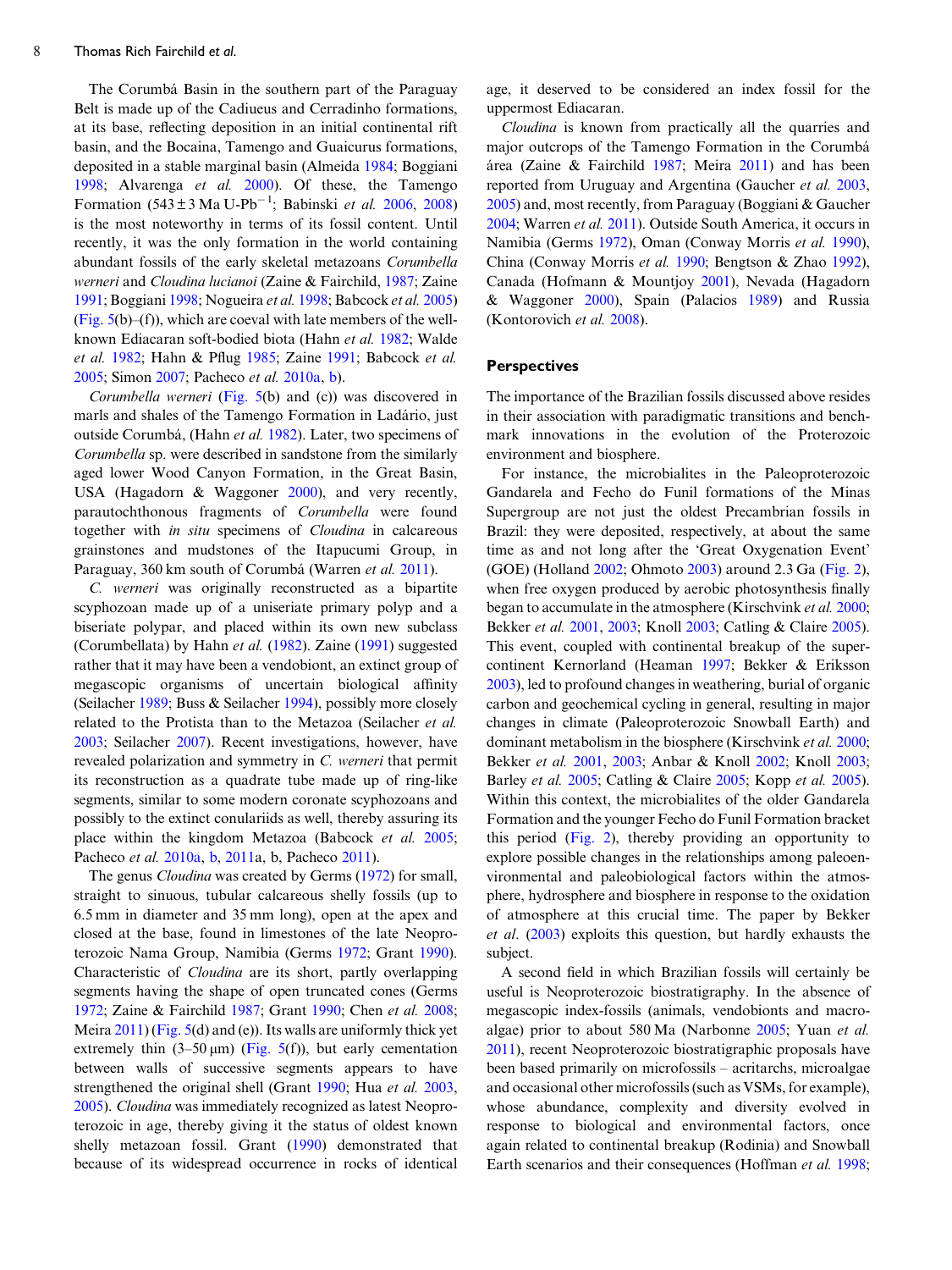The Corumbá Basin in the southern part of the Paraguay Belt is made up of the Cadiueus and Cerradinho formations, at its base, reflecting deposition in an initial continental rift basin, and the Bocaina, Tamengo and Guaicurus formations, deposited in a stable marginal basin (Almeida 1984; Boggiani 1998; Alvarenga *et al.* 2000). Of these, the Tamengo Formation ($543 \pm 3$ Ma U-Pb$^{-1}$; Babinski *et al.* 2006, 2008) is the most noteworthy in terms of its fossil content. Until recently, it was the only formation in the world containing abundant fossils of the early skeletal metazoans *Corumbella werneri* and *Cloudina lucianoi* (Zaine & Fairchild, 1987; Zaine 1991; Boggiani 1998; Nogueira *et al.* 1998; Babcock *et al.* 2005) (Fig. 5(b)–(f)), which are coeval with late members of the well-known Ediacaran soft-bodied biota (Hahn *et al.* 1982; Walde *et al.* 1982; Hahn & Pflug 1985; Zaine 1991; Babcock *et al.* 2005; Simon 2007; Pacheco *et al.* 2010a, b).

*Corumbella werneri* (Fig. 5(b) and (c)) was discovered in marls and shales of the Tamengo Formation in Ladário, just outside Corumbá, (Hahn *et al.* 1982). Later, two specimens of *Corumbella* sp. were described in sandstone from the similarly aged lower Wood Canyon Formation, in the Great Basin, USA (Hagadorn & Waggoner 2000), and very recently, parautochthonous fragments of *Corumbella* were found together with *in situ* specimens of *Cloudina* in calcareous grainstones and mudstones of the Itapucumi Group, in Paraguay, 360 km south of Corumbá (Warren *et al.* 2011).

*C. werneri* was originally reconstructed as a bipartite scyphozoan made up of a uniseriate primary polyp and a biseriate polypar, and placed within its own new subclass (Corumbellata) by Hahn *et al.* (1982). Zaine (1991) suggested rather that it may have been a vendobiont, an extinct group of megascopic organisms of uncertain biological affinity (Seilacher 1989; Buss & Seilacher 1994), possibly more closely related to the Protista than to the Metazoa (Seilacher *et al.* 2003; Seilacher 2007). Recent investigations, however, have revealed polarization and symmetry in *C. werneri* that permit its reconstruction as a quadrate tube made up of ring-like segments, similar to some modern coronate scyphozoans and possibly to the extinct conulariids as well, thereby assuring its place within the kingdom Metazoa (Babcock *et al.* 2005; Pacheco *et al.* 2010a, b, 2011a, b, Pacheco 2011).

The genus *Cloudina* was created by Germs (1972) for small, straight to sinuous, tubular calcareous shelly fossils (up to 6.5 mm in diameter and 35 mm long), open at the apex and closed at the base, found in limestones of the late Neoproterozoic Nama Group, Namibia (Germs 1972; Grant 1990). Characteristic of *Cloudina* are its short, partly overlapping segments having the shape of open truncated cones (Germs 1972; Zaine & Fairchild 1987; Grant 1990; Chen *et al.* 2008; Meira 2011) (Fig. 5(d) and (e)). Its walls are uniformly thick yet extremely thin (3–50 μm) (Fig. 5(f)), but early cementation between walls of successive segments appears to have strengthened the original shell (Grant 1990; Hua *et al.* 2003, 2005). *Cloudina* was immediately recognized as latest Neoproterozoic in age, thereby giving it the status of oldest known shelly metazoan fossil. Grant (1990) demonstrated that because of its widespread occurrence in rocks of identical age, it deserved to be considered an index fossil for the uppermost Ediacaran.

*Cloudina* is known from practically all the quarries and major outcrops of the Tamengo Formation in the Corumbá área (Zaine & Fairchild 1987; Meira 2011) and has been reported from Uruguay and Argentina (Gaucher *et al.* 2003, 2005) and, most recently, from Paraguay (Boggiani & Gaucher 2004; Warren *et al.* 2011). Outside South America, it occurs in Namibia (Germs 1972), Oman (Conway Morris *et al.* 1990), China (Conway Morris *et al.* 1990; Bengtson & Zhao 1992), Canada (Hofmann & Mountjoy 2001), Nevada (Hagadorn & Waggoner 2000), Spain (Palacios 1989) and Russia (Kontorovich *et al.* 2008).

## Perspectives

The importance of the Brazilian fossils discussed above resides in their association with paradigmatic transitions and benchmark innovations in the evolution of the Proterozoic environment and biosphere.

For instance, the microbialites in the Paleoproterozoic Gandarela and Fecho do Funil formations of the Minas Supergroup are not just the oldest Precambrian fossils in Brazil: they were deposited, respectively, at about the same time as and not long after the 'Great Oxygenation Event' (GOE) (Holland 2002; Ohmoto 2003) around 2.3 Ga (Fig. 2), when free oxygen produced by aerobic photosynthesis finally began to accumulate in the atmosphere (Kirschvink *et al.* 2000; Bekker *et al.* 2001, 2003; Knoll 2003; Catling & Claire 2005). This event, coupled with continental breakup of the supercontinent Kernorland (Heaman 1997; Bekker & Eriksson 2003), led to profound changes in weathering, burial of organic carbon and geochemical cycling in general, resulting in major changes in climate (Paleoproterozoic Snowball Earth) and dominant metabolism in the biosphere (Kirschvink *et al.* 2000; Bekker *et al.* 2001, 2003; Anbar & Knoll 2002; Knoll 2003; Barley *et al.* 2005; Catling & Claire 2005; Kopp *et al.* 2005). Within this context, the microbialites of the older Gandarela Formation and the younger Fecho do Funil Formation bracket this period (Fig. 2), thereby providing an opportunity to explore possible changes in the relationships among paleoenvironmental and paleobiological factors within the atmosphere, hydrosphere and biosphere in response to the oxidation of atmosphere at this crucial time. The paper by Bekker *et al*. (2003) exploits this question, but hardly exhausts the subject.

A second field in which Brazilian fossils will certainly be useful is Neoproterozoic biostratigraphy. In the absence of megascopic index-fossils (animals, vendobionts and macroalgae) prior to about 580 Ma (Narbonne 2005; Yuan *et al.* 2011), recent Neoproterozoic biostratigraphic proposals have been based primarily on microfossils – acritarchs, microalgae and occasional other microfossils (such as VSMs, for example), whose abundance, complexity and diversity evolved in response to biological and environmental factors, once again related to continental breakup (Rodinia) and Snowball Earth scenarios and their consequences (Hoffman *et al.* 1998;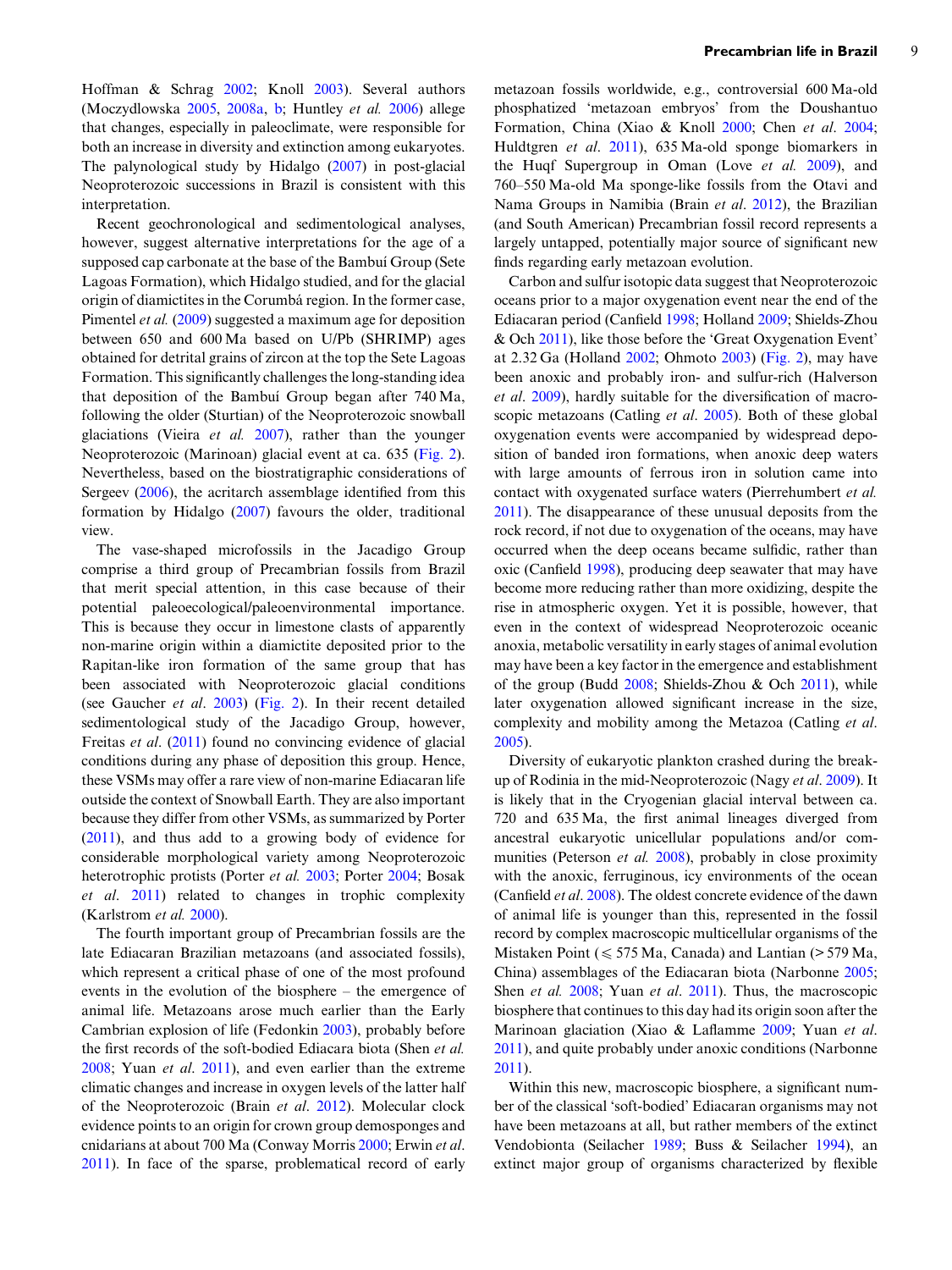Hoffman & Schrag 2002; Knoll 2003). Several authors (Moczydlowska 2005, 2008a, b; Huntley *et al.* 2006) allege that changes, especially in paleoclimate, were responsible for both an increase in diversity and extinction among eukaryotes. The palynological study by Hidalgo (2007) in post-glacial Neoproterozoic successions in Brazil is consistent with this interpretation.

Recent geochronological and sedimentological analyses, however, suggest alternative interpretations for the age of a supposed cap carbonate at the base of the Bambuí Group (Sete Lagoas Formation), which Hidalgo studied, and for the glacial origin of diamictites in the Corumbá region. In the former case, Pimentel *et al.* (2009) suggested a maximum age for deposition between 650 and 600 Ma based on U/Pb (SHRIMP) ages obtained for detrital grains of zircon at the top the Sete Lagoas Formation. This significantly challenges the long-standing idea that deposition of the Bambuí Group began after 740 Ma, following the older (Sturtian) of the Neoproterozoic snowball glaciations (Vieira *et al.* 2007), rather than the younger Neoproterozoic (Marinoan) glacial event at ca. 635 (Fig. 2). Nevertheless, based on the biostratigraphic considerations of Sergeev (2006), the acritarch assemblage identified from this formation by Hidalgo (2007) favours the older, traditional view.

The vase-shaped microfossils in the Jacadigo Group comprise a third group of Precambrian fossils from Brazil that merit special attention, in this case because of their potential paleoecological/paleoenvironmental importance. This is because they occur in limestone clasts of apparently non-marine origin within a diamictite deposited prior to the Rapitan-like iron formation of the same group that has been associated with Neoproterozoic glacial conditions (see Gaucher *et al*. 2003) (Fig. 2). In their recent detailed sedimentological study of the Jacadigo Group, however, Freitas *et al*. (2011) found no convincing evidence of glacial conditions during any phase of deposition this group. Hence, these VSMs may offer a rare view of non-marine Ediacaran life outside the context of Snowball Earth. They are also important because they differ from other VSMs, as summarized by Porter (2011), and thus add to a growing body of evidence for considerable morphological variety among Neoproterozoic heterotrophic protists (Porter *et al.* 2003; Porter 2004; Bosak *et al*. 2011) related to changes in trophic complexity (Karlstrom *et al.* 2000).

The fourth important group of Precambrian fossils are the late Ediacaran Brazilian metazoans (and associated fossils), which represent a critical phase of one of the most profound events in the evolution of the biosphere – the emergence of animal life. Metazoans arose much earlier than the Early Cambrian explosion of life (Fedonkin 2003), probably before the first records of the soft-bodied Ediacara biota (Shen *et al.* 2008; Yuan *et al*. 2011), and even earlier than the extreme climatic changes and increase in oxygen levels of the latter half of the Neoproterozoic (Brain *et al*. 2012). Molecular clock evidence points to an origin for crown group demosponges and cnidarians at about 700 Ma (Conway Morris 2000; Erwin *et al*. 2011). In face of the sparse, problematical record of early metazoan fossils worldwide, e.g., controversial 600 Ma-old phosphatized 'metazoan embryos' from the Doushantuo Formation, China (Xiao & Knoll 2000; Chen *et al*. 2004; Huldtgren *et al*. 2011), 635 Ma-old sponge biomarkers in the Huqf Supergroup in Oman (Love *et al.* 2009), and 760–550 Ma-old Ma sponge-like fossils from the Otavi and Nama Groups in Namibia (Brain *et al*. 2012), the Brazilian (and South American) Precambrian fossil record represents a largely untapped, potentially major source of significant new finds regarding early metazoan evolution.

Carbon and sulfur isotopic data suggest that Neoproterozoic oceans prior to a major oxygenation event near the end of the Ediacaran period (Canfield 1998; Holland 2009; Shields-Zhou & Och 2011), like those before the 'Great Oxygenation Event' at 2.32 Ga (Holland 2002; Ohmoto 2003) (Fig. 2), may have been anoxic and probably iron- and sulfur-rich (Halverson *et al*. 2009), hardly suitable for the diversification of macroscopic metazoans (Catling *et al*. 2005). Both of these global oxygenation events were accompanied by widespread deposition of banded iron formations, when anoxic deep waters with large amounts of ferrous iron in solution came into contact with oxygenated surface waters (Pierrehumbert *et al.* 2011). The disappearance of these unusual deposits from the rock record, if not due to oxygenation of the oceans, may have occurred when the deep oceans became sulfidic, rather than oxic (Canfield 1998), producing deep seawater that may have become more reducing rather than more oxidizing, despite the rise in atmospheric oxygen. Yet it is possible, however, that even in the context of widespread Neoproterozoic oceanic anoxia, metabolic versatility in early stages of animal evolution may have been a key factor in the emergence and establishment of the group (Budd 2008; Shields-Zhou & Och 2011), while later oxygenation allowed significant increase in the size, complexity and mobility among the Metazoa (Catling *et al.* 2005).

Diversity of eukaryotic plankton crashed during the breakup of Rodinia in the mid-Neoproterozoic (Nagy *et al*. 2009). It is likely that in the Cryogenian glacial interval between ca. 720 and 635 Ma, the first animal lineages diverged from ancestral eukaryotic unicellular populations and/or communities (Peterson *et al.* 2008), probably in close proximity with the anoxic, ferruginous, icy environments of the ocean (Canfield *et al*. 2008). The oldest concrete evidence of the dawn of animal life is younger than this, represented in the fossil record by complex macroscopic multicellular organisms of the Mistaken Point (⩽ 575 Ma, Canada) and Lantian (> 579 Ma, China) assemblages of the Ediacaran biota (Narbonne 2005; Shen *et al.* 2008; Yuan *et al*. 2011). Thus, the macroscopic biosphere that continues to this day had its origin soon after the Marinoan glaciation (Xiao & Laflamme 2009; Yuan *et al.* 2011), and quite probably under anoxic conditions (Narbonne 2011).

Within this new, macroscopic biosphere, a significant number of the classical 'soft-bodied' Ediacaran organisms may not have been metazoans at all, but rather members of the extinct Vendobionta (Seilacher 1989; Buss & Seilacher 1994), an extinct major group of organisms characterized by flexible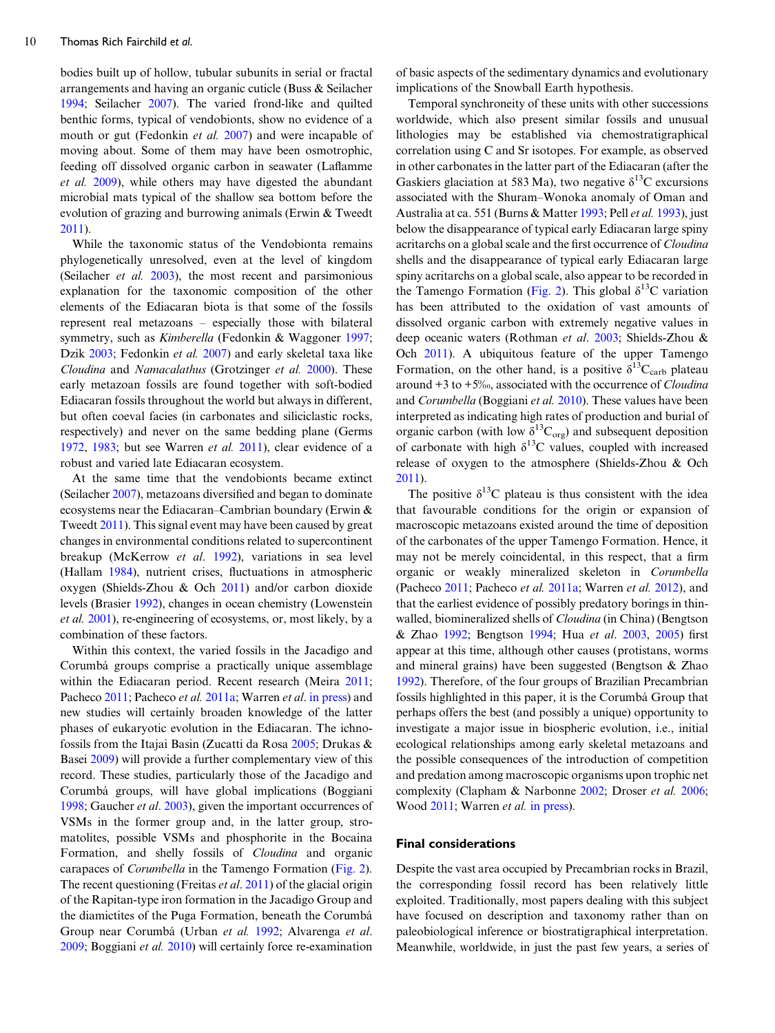bodies built up of hollow, tubular subunits in serial or fractal arrangements and having an organic cuticle (Buss & Seilacher 1994; Seilacher 2007). The varied frond-like and quilted benthic forms, typical of vendobionts, show no evidence of a mouth or gut (Fedonkin *et al.* 2007) and were incapable of moving about. Some of them may have been osmotrophic, feeding off dissolved organic carbon in seawater (Laflamme *et al.* 2009), while others may have digested the abundant microbial mats typical of the shallow sea bottom before the evolution of grazing and burrowing animals (Erwin & Tweedt 2011).

While the taxonomic status of the Vendobionta remains phylogenetically unresolved, even at the level of kingdom (Seilacher *et al.* 2003), the most recent and parsimonious explanation for the taxonomic composition of the other elements of the Ediacaran biota is that some of the fossils represent real metazoans – especially those with bilateral symmetry, such as *Kimberella* (Fedonkin & Waggoner 1997; Dzik 2003; Fedonkin *et al.* 2007) and early skeletal taxa like *Cloudina* and *Namacalathus* (Grotzinger *et al.* 2000). These early metazoan fossils are found together with soft-bodied Ediacaran fossils throughout the world but always in different, but often coeval facies (in carbonates and siliciclastic rocks, respectively) and never on the same bedding plane (Germs 1972, 1983; but see Warren *et al.* 2011), clear evidence of a robust and varied late Ediacaran ecosystem.

At the same time that the vendobionts became extinct (Seilacher 2007), metazoans diversified and began to dominate ecosystems near the Ediacaran–Cambrian boundary (Erwin & Tweedt 2011). This signal event may have been caused by great changes in environmental conditions related to supercontinent breakup (McKerrow *et al.* 1992), variations in sea level (Hallam 1984), nutrient crises, fluctuations in atmospheric oxygen (Shields-Zhou & Och 2011) and/or carbon dioxide levels (Brasier 1992), changes in ocean chemistry (Lowenstein *et al.* 2001), re-engineering of ecosystems, or, most likely, by a combination of these factors.

Within this context, the varied fossils in the Jacadigo and Corumbá groups comprise a practically unique assemblage within the Ediacaran period. Recent research (Meira 2011; Pacheco 2011; Pacheco *et al.* 2011a; Warren *et al.* in press) and new studies will certainly broaden knowledge of the latter phases of eukaryotic evolution in the Ediacaran. The ichnofossils from the Itajai Basin (Zucatti da Rosa 2005; Drukas & Basei 2009) will provide a further complementary view of this record. These studies, particularly those of the Jacadigo and Corumbá groups, will have global implications (Boggiani 1998; Gaucher *et al.* 2003), given the important occurrences of VSMs in the former group and, in the latter group, stromatolites, possible VSMs and phosphorite in the Bocaina Formation, and shelly fossils of *Cloudina* and organic carapaces of *Corumbella* in the Tamengo Formation (Fig. 2). The recent questioning (Freitas *et al.* 2011) of the glacial origin of the Rapitan-type iron formation in the Jacadigo Group and the diamictites of the Puga Formation, beneath the Corumbá Group near Corumbá (Urban *et al.* 1992; Alvarenga *et al.* 2009; Boggiani *et al.* 2010) will certainly force re-examination of basic aspects of the sedimentary dynamics and evolutionary implications of the Snowball Earth hypothesis.

Temporal synchroneity of these units with other successions worldwide, which also present similar fossils and unusual lithologies may be established via chemostratigraphical correlation using C and Sr isotopes. For example, as observed in other carbonates in the latter part of the Ediacaran (after the Gaskiers glaciation at 583 Ma), two negative $\delta^{13}$C excursions associated with the Shuram–Wonoka anomaly of Oman and Australia at ca. 551 (Burns & Matter 1993; Pell *et al.* 1993), just below the disappearance of typical early Ediacaran large spiny acritarchs on a global scale and the first occurrence of *Cloudina* shells and the disappearance of typical early Ediacaran large spiny acritarchs on a global scale, also appear to be recorded in the Tamengo Formation (Fig. 2). This global $\delta^{13}$C variation has been attributed to the oxidation of vast amounts of dissolved organic carbon with extremely negative values in deep oceanic waters (Rothman *et al.* 2003; Shields-Zhou & Och 2011). A ubiquitous feature of the upper Tamengo Formation, on the other hand, is a positive $\delta^{13}C_{carb}$ plateau around +3 to +5‰, associated with the occurrence of *Cloudina* and *Corumbella* (Boggiani *et al.* 2010). These values have been interpreted as indicating high rates of production and burial of organic carbon (with low $\delta^{13}C_{org}$) and subsequent deposition of carbonate with high $\delta^{13}$C values, coupled with increased release of oxygen to the atmosphere (Shields-Zhou & Och 2011).

The positive $\delta^{13}$C plateau is thus consistent with the idea that favourable conditions for the origin or expansion of macroscopic metazoans existed around the time of deposition of the carbonates of the upper Tamengo Formation. Hence, it may not be merely coincidental, in this respect, that a firm organic or weakly mineralized skeleton in *Corumbella* (Pacheco 2011; Pacheco *et al.* 2011a; Warren *et al.* 2012), and that the earliest evidence of possibly predatory borings in thin-walled, biomineralized shells of *Cloudina* (in China) (Bengtson & Zhao 1992; Bengtson 1994; Hua *et al.* 2003, 2005) first appear at this time, although other causes (protistans, worms and mineral grains) have been suggested (Bengtson & Zhao 1992). Therefore, of the four groups of Brazilian Precambrian fossils highlighted in this paper, it is the Corumbá Group that perhaps offers the best (and possibly a unique) opportunity to investigate a major issue in biospheric evolution, i.e., initial ecological relationships among early skeletal metazoans and the possible consequences of the introduction of competition and predation among macroscopic organisms upon trophic net complexity (Clapham & Narbonne 2002; Droser *et al.* 2006; Wood 2011; Warren *et al.* in press).

## Final considerations

Despite the vast area occupied by Precambrian rocks in Brazil, the corresponding fossil record has been relatively little exploited. Traditionally, most papers dealing with this subject have focused on description and taxonomy rather than on paleobiological inference or biostratigraphical interpretation. Meanwhile, worldwide, in just the past few years, a series of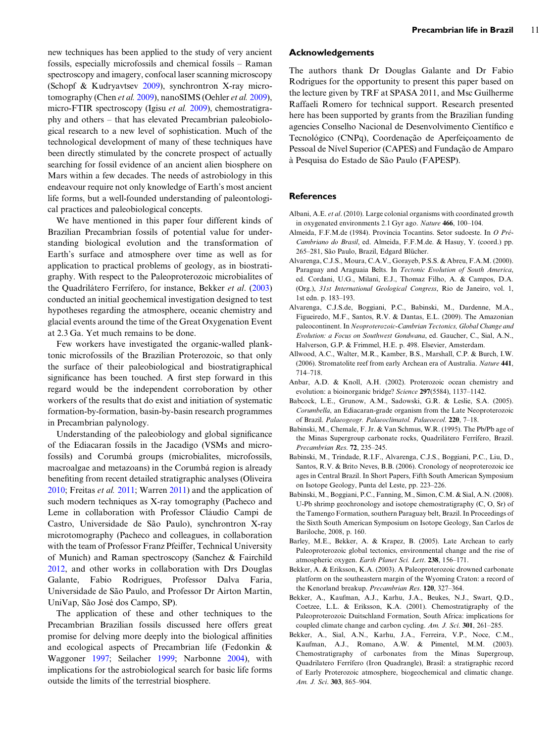new techniques has been applied to the study of very ancient fossils, especially microfossils and chemical fossils – Raman spectroscopy and imagery, confocal laser scanning microscopy (Schopf & Kudryavtsev 2009), synchrontron X-ray microtomography (Chen *et al.* 2009), nanoSIMS (Oehler *et al.* 2009), micro-FTIR spectroscopy (Igisu *et al.* 2009), chemostratigraphy and others – that has elevated Precambrian paleobiological research to a new level of sophistication. Much of the technological development of many of these techniques have been directly stimulated by the concrete prospect of actually searching for fossil evidence of an ancient alien biosphere on Mars within a few decades. The needs of astrobiology in this endeavour require not only knowledge of Earth's most ancient life forms, but a well-founded understanding of paleontological practices and paleobiological concepts.

We have mentioned in this paper four different kinds of Brazilian Precambrian fossils of potential value for understanding biological evolution and the transformation of Earth's surface and atmosphere over time as well as for application to practical problems of geology, as in biostratigraphy. With respect to the Paleoproterozoic microbialites of the Quadrilátero Ferrífero, for instance, Bekker *et al.* (2003) conducted an initial geochemical investigation designed to test hypotheses regarding the atmosphere, oceanic chemistry and glacial events around the time of the Great Oxygenation Event at 2.3 Ga. Yet much remains to be done.

Few workers have investigated the organic-walled planktonic microfossils of the Brazilian Proterozoic, so that only the surface of their paleobiological and biostratigraphical significance has been touched. A first step forward in this regard would be the independent corroboration by other workers of the results that do exist and initiation of systematic formation-by-formation, basin-by-basin research programmes in Precambrian palynology.

Understanding of the paleobiology and global significance of the Ediacaran fossils in the Jacadigo (VSMs and microfossils) and Corumbá groups (microbialites, microfossils, macroalgae and metazoans) in the Corumbá region is already benefiting from recent detailed stratigraphic analyses (Oliveira 2010; Freitas *et al.* 2011; Warren 2011) and the application of such modern techniques as X-ray tomography (Pacheco and Leme in collaboration with Professor Cláudio Campi de Castro, Universidade de São Paulo), synchrontron X-ray microtomography (Pacheco and colleagues, in collaboration with the team of Professor Franz Pfeiffer, Technical University of Munich) and Raman spectroscopy (Sanchez & Fairchild 2012, and other works in collaboration with Drs Douglas Galante, Fabio Rodrigues, Professor Dalva Faria, Universidade de São Paulo, and Professor Dr Airton Martin, UniVap, São José dos Campo, SP).

The application of these and other techniques to the Precambrian Brazilian fossils discussed here offers great promise for delving more deeply into the biological affinities and ecological aspects of Precambrian life (Fedonkin & Waggoner 1997; Seilacher 1999; Narbonne 2004), with implications for the astrobiological search for basic life forms outside the limits of the terrestrial biosphere.

## Acknowledgements

The authors thank Dr Douglas Galante and Dr Fabio Rodrigues for the opportunity to present this paper based on the lecture given by TRF at SPASA 2011, and Msc Guilherme Raffaeli Romero for technical support. Research presented here has been supported by grants from the Brazilian funding agencies Conselho Nacional de Desenvolvimento Científico e Tecnológico (CNPq), Coordenação de Aperfeiçoamento de Pessoal de Nível Superior (CAPES) and Fundação de Amparo à Pesquisa do Estado de São Paulo (FAPESP).

## References

Albani, A.E. *et al*. (2010). Large colonial organisms with coordinated growth in oxygenated environments 2.1 Gyr ago. *Nature* **466**, 100–104.

Almeida, F.F.M.de (1984). Província Tocantins. Setor sudoeste. In *O Pré-Cambriano do Brasil*, ed. Almeida, F.F.M.de. & Hasuy, Y. (coord.) pp. 265–281, São Paulo, Brazil, Edgard Blücher.

Alvarenga, C.J.S., Moura, C.A.V., Gorayeb, P.S.S. & Abreu, F.A.M. (2000). Paraguay and Araguaia Belts. In *Tectonic Evolution of South America*, ed. Cordani, U.G., Milani, E.J., Thomaz Filho, A. & Campos, D.A. (Org.), *31st International Geological Congress*, Rio de Janeiro, vol. 1, 1st edn. p. 183–193.

Alvarenga, C.J.S.de, Boggiani, P.C., Babinski, M., Dardenne, M.A., Figueiredo, M.F., Santos, R.V. & Dantas, E.L. (2009). The Amazonian paleocontinent. In *Neoproterozoic-Cambrian Tectonics, Global Change and Evolution: a Focus on Southwest Gondwana*, ed. Gaucher, C., Sial, A.N., Halverson, G.P. & Frimmel, H.E. p. 498. Elsevier, Amsterdam.

Allwood, A.C., Walter, M.R., Kamber, B.S., Marshall, C.P. & Burch, I.W. (2006). Stromatolite reef from early Archean era of Australia. *Nature* **441**, 714–718.

Anbar, A.D. & Knoll, A.H. (2002). Proterozoic ocean chemistry and evolution: a bioinorganic bridge? *Science* **297**(5584), 1137–1142.

Babcock, L.E., Grunow, A.M., Sadowski, G.R. & Leslie, S.A. (2005). *Corumbella*, an Ediacaran-grade organism from the Late Neoproterozoic of Brazil. *Palaeogeogr. Palaeoclimatol. Palaeoecol*. **220**, 7–18.

Babinski, M., Chemale, F. Jr. & Van Schmus, W.R. (1995). The Pb/Pb age of the Minas Supergroup carbonate rocks, Quadrilátero Ferrífero, Brazil. *Precambrian Res*. **72**, 235–245.

Babinski, M., Trindade, R.I.F., Alvarenga, C.J.S., Boggiani, P.C., Liu, D., Santos, R.V. & Brito Neves, B.B. (2006). Cronology of neoproterozoic ice ages in Central Brazil. In Short Papers, Fifth South American Symposium on Isotope Geology, Punta del Leste, pp. 223–226.

Babinski, M., Boggiani, P.C., Fanning, M., Simon, C.M. & Sial, A.N. (2008). U-Pb shrimp geochronology and isotope chemostratigraphy (C, O, Sr) of the Tamengo Formation, southern Paraguay belt, Brazil. In Proceedings of the Sixth South American Symposium on Isotope Geology, San Carlos de Bariloche, 2008, p. 160.

Barley, M.E., Bekker, A. & Krapez, B. (2005). Late Archean to early Paleoproterozoic global tectonics, environmental change and the rise of atmospheric oxygen. *Earth Planet Sci. Lett*. **238**, 156–171.

Bekker, A. & Eriksson, K.A. (2003). A Paleoproterozoic drowned carbonate platform on the southeastern margin of the Wyoming Craton: a record of the Kenorland breakup. *Precambrian Res*. **120**, 327–364.

Bekker, A., Kaufman, A.J., Karhu, J.A., Beukes, N.J., Swart, Q.D., Coetzee, L.L. & Eriksson, K.A. (2001). Chemostratigraphy of the Paleoproterozoic Duitschland Formation, South Africa: implications for coupled climate change and carbon cycling. *Am. J. Sci*. **301**, 261–285.

Bekker, A., Sial, A.N., Karhu, J.A., Ferreira, V.P., Noce, C.M., Kaufman, A.J., Romano, A.W. & Pimentel, M.M. (2003). Chemostratigraphy of carbonates from the Minas Supergroup, Quadrilatero Ferrífero (Iron Quadrangle), Brasil: a stratigraphic record of Early Proterozoic atmosphere, biogeochemical and climatic change. *Am. J. Sci*. **303**, 865–904.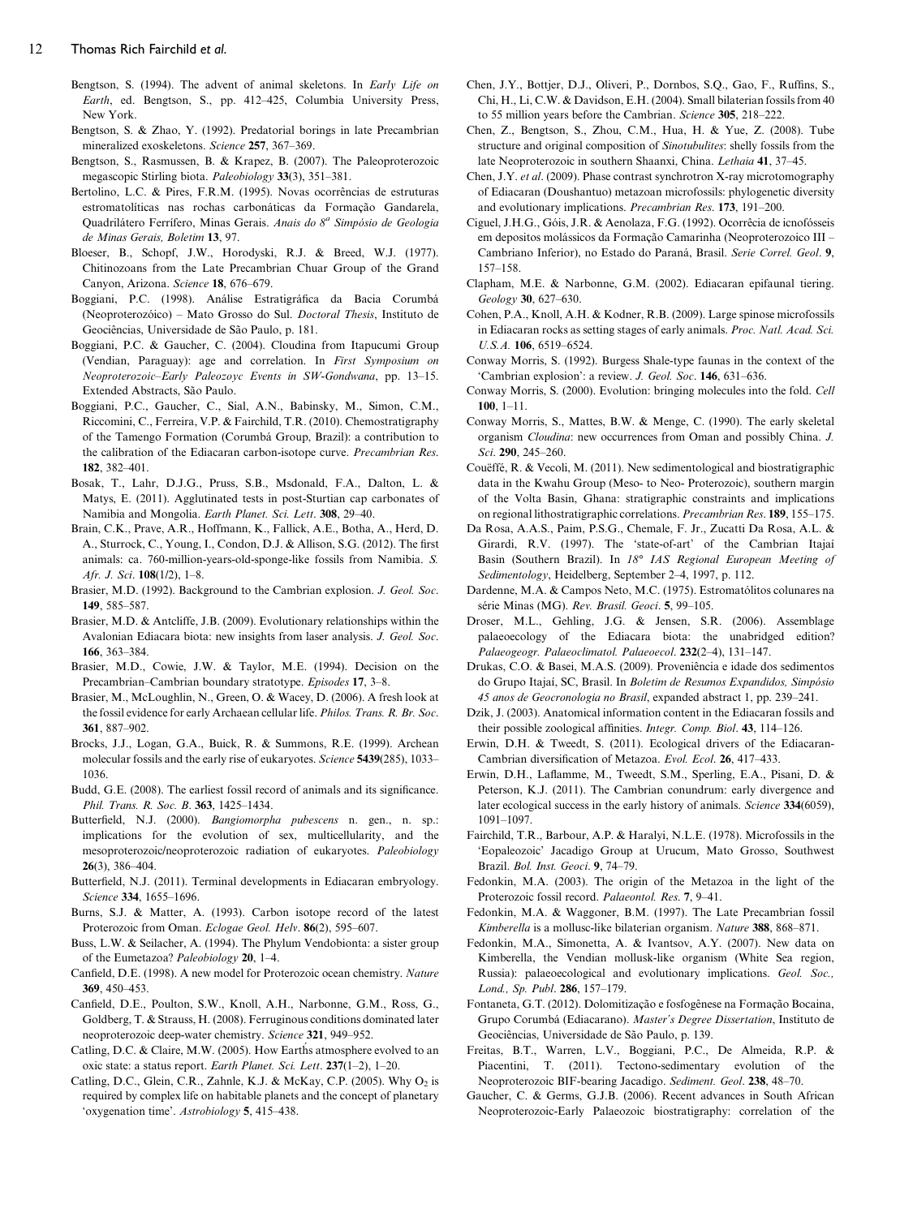Bengtson, S. (1994). The advent of animal skeletons. In *Early Life on Earth*, ed. Bengtson, S., pp. 412–425, Columbia University Press, New York.

Bengtson, S. & Zhao, Y. (1992). Predatorial borings in late Precambrian mineralized exoskeletons. *Science* **257**, 367–369.

Bengtson, S., Rasmussen, B. & Krapez, B. (2007). The Paleoproterozoic megascopic Stirling biota. *Paleobiology* **33**(3), 351–381.

Bertolino, L.C. & Pires, F.R.M. (1995). Novas ocorrências de estruturas estromatolíticas nas rochas carbonáticas da Formação Gandarela, Quadrilátero Ferrífero, Minas Gerais. *Anais do 8ª Simpósio de Geologia de Minas Gerais, Boletim* **13**, 97.

Bloeser, B., Schopf, J.W., Horodyski, R.J. & Breed, W.J. (1977). Chitinozoans from the Late Precambrian Chuar Group of the Grand Canyon, Arizona. *Science* **18**, 676–679.

Boggiani, P.C. (1998). Análise Estratigráfica da Bacia Corumbá (Neoproterozóico) – Mato Grosso do Sul. *Doctoral Thesis*, Instituto de Geociências, Universidade de São Paulo, p. 181.

Boggiani, P.C. & Gaucher, C. (2004). Cloudina from Itapucumi Group (Vendian, Paraguay): age and correlation. In *First Symposium on Neoproterozoic–Early Paleozoyc Events in SW-Gondwana*, pp. 13–15. Extended Abstracts, São Paulo.

Boggiani, P.C., Gaucher, C., Sial, A.N., Babinsky, M., Simon, C.M., Riccomini, C., Ferreira, V.P. & Fairchild, T.R. (2010). Chemostratigraphy of the Tamengo Formation (Corumbá Group, Brazil): a contribution to the calibration of the Ediacaran carbon-isotope curve. *Precambrian Res*. **182**, 382–401.

Bosak, T., Lahr, D.J.G., Pruss, S.B., Msdonald, F.A., Dalton, L. & Matys, E. (2011). Agglutinated tests in post-Sturtian cap carbonates of Namibia and Mongolia. *Earth Planet. Sci. Lett*. **308**, 29–40.

Brain, C.K., Prave, A.R., Hoffmann, K., Fallick, A.E., Botha, A., Herd, D. A., Sturrock, C., Young, I., Condon, D.J. & Allison, S.G. (2012). The first animals: ca. 760-million-years-old-sponge-like fossils from Namibia. *S. Afr. J. Sci*. **108**(1/2), 1–8.

Brasier, M.D. (1992). Background to the Cambrian explosion. *J. Geol. Soc*. **149**, 585–587.

Brasier, M.D. & Antcliffe, J.B. (2009). Evolutionary relationships within the Avalonian Ediacara biota: new insights from laser analysis. *J. Geol. Soc*. **166**, 363–384.

Brasier, M.D., Cowie, J.W. & Taylor, M.E. (1994). Decision on the Precambrian–Cambrian boundary stratotype. *Episodes* **17**, 3–8.

Brasier, M., McLoughlin, N., Green, O. & Wacey, D. (2006). A fresh look at the fossil evidence for early Archaean cellular life. *Philos. Trans. R. Br. Soc*. **361**, 887–902.

Brocks, J.J., Logan, G.A., Buick, R. & Summons, R.E. (1999). Archean molecular fossils and the early rise of eukaryotes. *Science* **5439**(285), 1033–1036.

Budd, G.E. (2008). The earliest fossil record of animals and its significance. *Phil. Trans. R. Soc. B*. **363**, 1425–1434.

Butterfield, N.J. (2000). *Bangiomorpha pubescens* n. gen., n. sp.: implications for the evolution of sex, multicellularity, and the mesoproterozoic/neoproterozoic radiation of eukaryotes. *Paleobiology* **26**(3), 386–404.

Butterfield, N.J. (2011). Terminal developments in Ediacaran embryology. *Science* **334**, 1655–1696.

Burns, S.J. & Matter, A. (1993). Carbon isotope record of the latest Proterozoic from Oman. *Eclogae Geol. Helv*. **86**(2), 595–607.

Buss, L.W. & Seilacher, A. (1994). The Phylum Vendobionta: a sister group of the Eumetazoa? *Paleobiology* **20**, 1–4.

Canfield, D.E. (1998). A new model for Proterozoic ocean chemistry. *Nature* **369**, 450–453.

Canfield, D.E., Poulton, S.W., Knoll, A.H., Narbonne, G.M., Ross, G., Goldberg, T. & Strauss, H. (2008). Ferruginous conditions dominated later neoproterozoic deep-water chemistry. *Science* **321**, 949–952.

Catling, D.C. & Claire, M.W. (2005). How Earth's atmosphere evolved to an oxic state: a status report. *Earth Planet. Sci. Lett*. **237**(1–2), 1–20.

Catling, D.C., Glein, C.R., Zahnle, K.J. & McKay, C.P. (2005). Why $O_2$ is required by complex life on habitable planets and the concept of planetary 'oxygenation time'. *Astrobiology* **5**, 415–438.

Chen, J.Y., Bottjer, D.J., Oliveri, P., Dornbos, S.Q., Gao, F., Ruffins, S., Chi, H., Li, C.W. & Davidson, E.H. (2004). Small bilaterian fossils from 40 to 55 million years before the Cambrian. *Science* **305**, 218–222.

Chen, Z., Bengtson, S., Zhou, C.M., Hua, H. & Yue, Z. (2008). Tube structure and original composition of *Sinotubulites*: shelly fossils from the late Neoproterozoic in southern Shaanxi, China. *Lethaia* **41**, 37–45.

Chen, J.Y. *et al*. (2009). Phase contrast synchrotron X-ray microtomography of Ediacaran (Doushantuo) metazoan microfossils: phylogenetic diversity and evolutionary implications. *Precambrian Res*. **173**, 191–200.

Ciguel, J.H.G., Góis, J.R. & Aenolaza, F.G. (1992). Ocorrêcia de icnofósseis em depositos molássicos da Formação Camarinha (Neoproterozoico III – Cambriano Inferior), no Estado do Paraná, Brasil. *Serie Correl. Geol*. **9**, 157–158.

Clapham, M.E. & Narbonne, G.M. (2002). Ediacaran epifaunal tiering. *Geology* **30**, 627–630.

Cohen, P.A., Knoll, A.H. & Kodner, R.B. (2009). Large spinose microfossils in Ediacaran rocks as setting stages of early animals. *Proc. Natl. Acad. Sci. U.S.A*. **106**, 6519–6524.

Conway Morris, S. (1992). Burgess Shale-type faunas in the context of the 'Cambrian explosion': a review. *J. Geol. Soc*. **146**, 631–636.

Conway Morris, S. (2000). Evolution: bringing molecules into the fold. *Cell* **100**, 1–11.

Conway Morris, S., Mattes, B.W. & Menge, C. (1990). The early skeletal organism *Cloudina*: new occurrences from Oman and possibly China. *J. Sci*. **290**, 245–260.

Couëffé, R. & Vecoli, M. (2011). New sedimentological and biostratigraphic data in the Kwahu Group (Meso- to Neo- Proterozoic), southern margin of the Volta Basin, Ghana: stratigraphic constraints and implications on regional lithostratigraphic correlations. *Precambrian Res*. **189**, 155–175.

Da Rosa, A.A.S., Paim, P.S.G., Chemale, F. Jr., Zucatti Da Rosa, A.L. & Girardi, R.V. (1997). The 'state-of-art' of the Cambrian Itajaí Basin (Southern Brazil). In *18° IAS Regional European Meeting of Sedimentology*, Heidelberg, September 2–4, 1997, p. 112.

Dardenne, M.A. & Campos Neto, M.C. (1975). Estromatólitos colunares na série Minas (MG). *Rev. Brasil. Geoci*. **5**, 99–105.

Droser, M.L., Gehling, J.G. & Jensen, S.R. (2006). Assemblage palaeoecology of the Ediacara biota: the unabridged edition? *Palaeogeogr. Palaeoclimatol. Palaeoecol*. **232**(2–4), 131–147.

Drukas, C.O. & Basei, M.A.S. (2009). Proveniência e idade dos sedimentos do Grupo Itajaí, SC, Brasil. In *Boletim de Resumos Expandidos, Simpósio 45 anos de Geocronologia no Brasil*, expanded abstract 1, pp. 239–241.

Dzik, J. (2003). Anatomical information content in the Ediacaran fossils and their possible zoological affinities. *Integr. Comp. Biol*. **43**, 114–126.

Erwin, D.H. & Tweedt, S. (2011). Ecological drivers of the Ediacaran-Cambrian diversification of Metazoa. *Evol. Ecol*. **26**, 417–433.

Erwin, D.H., Laflamme, M., Tweedt, S.M., Sperling, E.A., Pisani, D. & Peterson, K.J. (2011). The Cambrian conundrum: early divergence and later ecological success in the early history of animals. *Science* **334**(6059), 1091–1097.

Fairchild, T.R., Barbour, A.P. & Haralyi, N.L.E. (1978). Microfossils in the 'Eopaleozoic' Jacadigo Group at Urucum, Mato Grosso, Southwest Brazil. *Bol. Inst. Geoci*. **9**, 74–79.

Fedonkin, M.A. (2003). The origin of the Metazoa in the light of the Proterozoic fossil record. *Palaeontol. Res*. **7**, 9–41.

Fedonkin, M.A. & Waggoner, B.M. (1997). The Late Precambrian fossil *Kimberella* is a mollusc-like bilaterian organism. *Nature* **388**, 868–871.

Fedonkin, M.A., Simonetta, A. & Ivantsov, A.Y. (2007). New data on Kimberella, the Vendian mollusk-like organism (White Sea region, Russia): palaeoecological and evolutionary implications. *Geol. Soc., Lond., Sp. Publ*. **286**, 157–179.

Fontaneta, G.T. (2012). Dolomitização e fosfogênese na Formação Bocaina, Grupo Corumbá (Ediacarano). *Master's Degree Dissertation*, Instituto de Geociências, Universidade de São Paulo, p. 139.

Freitas, B.T., Warren, L.V., Boggiani, P.C., De Almeida, R.P. & Piacentini, T. (2011). Tectono-sedimentary evolution of the Neoproterozoic BIF-bearing Jacadigo. *Sediment. Geol*. **238**, 48–70.

Gaucher, C. & Germs, G.J.B. (2006). Recent advances in South African Neoproterozoic-Early Palaeozoic biostratigraphy: correlation of the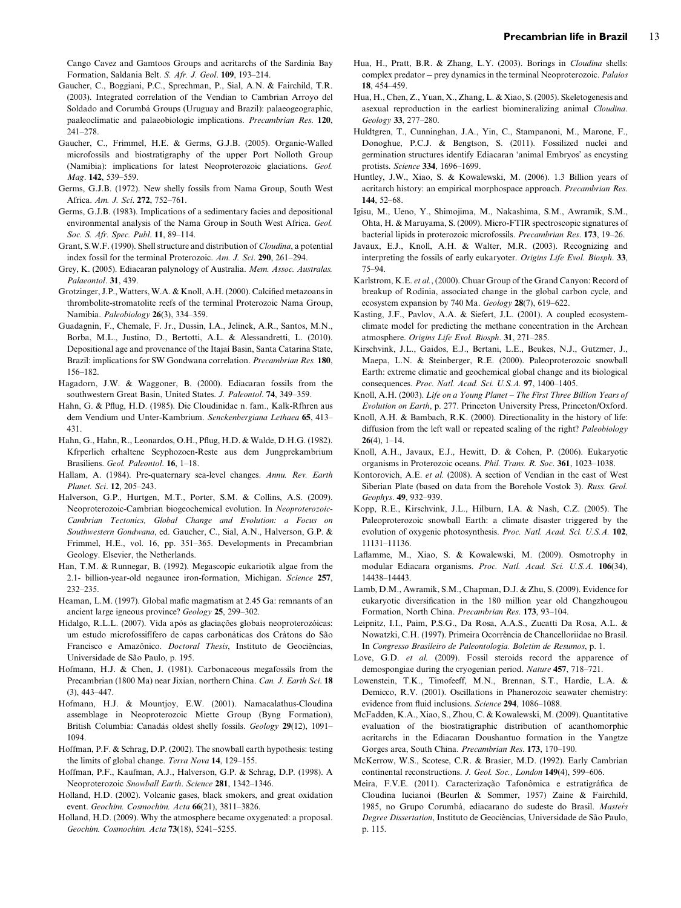Cango Cavez and Gamtoos Groups and acritarchs of the Sardinia Bay Formation, Saldania Belt. *S. Afr. J. Geol*. **109**, 193–214.

Gaucher, C., Boggiani, P.C., Sprechman, P., Sial, A.N. & Fairchild, T.R. (2003). Integrated correlation of the Vendian to Cambrian Arroyo del Soldado and Corumbá Groups (Uruguay and Brazil): palaeogeographic, paaleoclimatic and palaeobiologic implications. *Precambrian Res*. **120**, 241–278.

Gaucher, C., Frimmel, H.E. & Germs, G.J.B. (2005). Organic-Walled microfossils and biostratigraphy of the upper Port Nolloth Group (Namibia): implications for latest Neoproterozoic glaciations. *Geol. Mag*. **142**, 539–559.

Germs, G.J.B. (1972). New shelly fossils from Nama Group, South West Africa. *Am. J. Sci*. **272**, 752–761.

Germs, G.J.B. (1983). Implications of a sedimentary facies and depositional environmental analysis of the Nama Group in South West Africa. *Geol. Soc. S. Afr. Spec. Publ*. **11**, 89–114.

Grant, S.W.F. (1990). Shell structure and distribution of *Cloudina*, a potential index fossil for the terminal Proterozoic. *Am. J. Sci*. **290**, 261–294.

Grey, K. (2005). Ediacaran palynology of Australia. *Mem. Assoc. Australas. Palaeontol*. **31**, 439.

Grotzinger, J.P., Watters, W.A. & Knoll, A.H. (2000). Calcified metazoans in thrombolite-stromatolite reefs of the terminal Proterozoic Nama Group, Namibia. *Paleobiology* **26**(3), 334–359.

Guadagnin, F., Chemale, F. Jr., Dussin, I.A., Jelinek, A.R., Santos, M.N., Borba, M.L., Justino, D., Bertotti, A.L. & Alessandretti, L. (2010). Depositional age and provenance of the Itajaí Basin, Santa Catarina State, Brazil: implications for SW Gondwana correlation. *Precambrian Res*. **180**, 156–182.

Hagadorn, J.W. & Waggoner, B. (2000). Ediacaran fossils from the southwestern Great Basin, United States. *J. Paleontol*. **74**, 349–359.

Hahn, G. & Pflug, H.D. (1985). Die Cloudinidae n. fam., Kalk-Rfhren aus dem Vendium und Unter-Kambrium. *Senckenbergiana Lethaea* **65**, 413–431.

Hahn, G., Hahn, R., Leonardos, O.H., Pflug, H.D. & Walde, D.H.G. (1982). Kfrperlich erhaltene Scyphozoen-Reste aus dem Jungprekambrium Brasiliens. *Geol. Paleontol*. **16**, 1–18.

Hallam, A. (1984). Pre-quaternary sea-level changes. *Annu. Rev. Earth Planet. Sci*. **12**, 205–243.

Halverson, G.P., Hurtgen, M.T., Porter, S.M. & Collins, A.S. (2009). Neoproterozoic-Cambrian biogeochemical evolution. In *Neoproterozoic-Cambrian Tectonics, Global Change and Evolution: a Focus on Southwestern Gondwana*, ed. Gaucher, C., Sial, A.N., Halverson, G.P. & Frimmel, H.E., vol. 16, pp. 351–365. Developments in Precambrian Geology. Elsevier, the Netherlands.

Han, T.M. & Runnegar, B. (1992). Megascopic eukariotik algae from the 2.1- billion-year-old negaunee iron-formation, Michigan. *Science* **257**, 232–235.

Heaman, L.M. (1997). Global mafic magmatism at 2.45 Ga: remnants of an ancient large igneous province? *Geology* **25**, 299–302.

Hidalgo, R.L.L. (2007). Vida após as glaciações globais neoproterozóicas: um estudo microfossilífero de capas carbonáticas dos Crátons do São Francisco e Amazônico. *Doctoral Thesis*, Instituto de Geociências, Universidade de São Paulo, p. 195.

Hofmann, H.J. & Chen, J. (1981). Carbonaceous megafossils from the Precambrian (1800 Ma) near Jixian, northern China. *Can. J. Earth Sci*. **18** (3), 443–447.

Hofmann, H.J. & Mountjoy, E.W. (2001). Namacalathus-Cloudina assemblage in Neoproterozoic Miette Group (Byng Formation), British Columbia: Canadás oldest shelly fossils. *Geology* **29**(12), 1091–1094.

Hoffman, P.F. & Schrag, D.P. (2002). The snowball earth hypothesis: testing the limits of global change. *Terra Nova* **14**, 129–155.

Hoffman, P.F., Kaufman, A.J., Halverson, G.P. & Schrag, D.P. (1998). A Neoproterozoic *Snowball Earth*. *Science* **281**, 1342–1346.

Holland, H.D. (2002). Volcanic gases, black smokers, and great oxidation event. *Geochim. Cosmochim. Acta* **66**(21), 3811–3826.

Holland, H.D. (2009). Why the atmosphere became oxygenated: a proposal. *Geochim. Cosmochim. Acta* **73**(18), 5241–5255.

Hua, H., Pratt, B.R. & Zhang, L.Y. (2003). Borings in *Cloudina* shells: complex predator – prey dynamics in the terminal Neoproterozoic. *Palaios* **18**, 454–459.

Hua, H., Chen, Z., Yuan, X., Zhang, L. & Xiao, S. (2005). Skeletogenesis and asexual reproduction in the earliest biomineralizing animal *Cloudina*. *Geology* **33**, 277–280.

Huldtgren, T., Cunninghan, J.A., Yin, C., Stampanoni, M., Marone, F., Donoghue, P.C.J. & Bengtson, S. (2011). Fossilized nuclei and germination structures identify Ediacaran 'animal Embryos' as encysting protists. *Science* **334**, 1696–1699.

Huntley, J.W., Xiao, S. & Kowalewski, M. (2006). 1.3 Billion years of acritarch history: an empirical morphospace approach. *Precambrian Res*. **144**, 52–68.

Igisu, M., Ueno, Y., Shimojima, M., Nakashima, S.M., Awramik, S.M., Ohta, H. & Maruyama, S. (2009). Micro-FTIR spectroscopic signatures of bacterial lipids in proterozoic microfossils. *Precambrian Res*. **173**, 19–26.

Javaux, E.J., Knoll, A.H. & Walter, M.R. (2003). Recognizing and interpreting the fossils of early eukaryoter. *Origins Life Evol. Biosph*. **33**, 75–94.

Karlstrom, K.E. *et al.*, (2000). Chuar Group of the Grand Canyon: Record of breakup of Rodinia, associated change in the global carbon cycle, and ecosystem expansion by 740 Ma. *Geology* **28**(7), 619–622.

Kasting, J.F., Pavlov, A.A. & Siefert, J.L. (2001). A coupled ecosystem-climate model for predicting the methane concentration in the Archean atmosphere. *Origins Life Evol. Biosph*. **31**, 271–285.

Kirschvink, J.L., Gaidos, E.J., Bertani, L.E., Beukes, N.J., Gutzmer, J., Maepa, L.N. & Steinberger, R.E. (2000). Paleoproterozoic snowball Earth: extreme climatic and geochemical global change and its biological consequences. *Proc. Natl. Acad. Sci. U.S.A.* **97**, 1400–1405.

Knoll, A.H. (2003). *Life on a Young Planet – The First Three Billion Years of Evolution on Earth*, p. 277. Princeton University Press, Princeton/Oxford.

Knoll, A.H. & Bambach, R.K. (2000). Directionality in the history of life: diffusion from the left wall or repeated scaling of the right? *Paleobiology* **26**(4), 1–14.

Knoll, A.H., Javaux, E.J., Hewitt, D. & Cohen, P. (2006). Eukaryotic organisms in Proterozoic oceans. *Phil. Trans. R. Soc*. **361**, 1023–1038.

Kontorovich, A.E. *et al.* (2008). A section of Vendian in the east of West Siberian Plate (based on data from the Borehole Vostok 3). *Russ. Geol. Geophys*. **49**, 932–939.

Kopp, R.E., Kirschvink, J.L., Hilburn, I.A. & Nash, C.Z. (2005). The Paleoproterozoic snowball Earth: a climate disaster triggered by the evolution of oxygenic photosynthesis. *Proc. Natl. Acad. Sci. U.S.A.* **102**, 11131–11136.

Laflamme, M., Xiao, S. & Kowalewski, M. (2009). Osmotrophy in modular Ediacara organisms. *Proc. Natl. Acad. Sci. U.S.A.* **106**(34), 14438–14443.

Lamb, D.M., Awramik, S.M., Chapman, D.J. & Zhu, S. (2009). Evidence for eukaryotic diversification in the 180 million year old Changzhougou Formation, North China. *Precambrian Res*. **173**, 93–104.

Leipnitz, I.I., Paim, P.S.G., Da Rosa, A.A.S., Zucatti Da Rosa, A.L. & Nowatzki, C.H. (1997). Primeira Ocorrência de Chancelloriidae no Brasil. In *Congresso Brasileiro de Paleontologia. Boletim de Resumos*, p. 1.

Love, G.D. *et al.* (2009). Fossil steroids record the apparence of demospongiae during the cryogenian period. *Nature* **457**, 718–721.

Lowenstein, T.K., Timofeeff, M.N., Brennan, S.T., Hardie, L.A. & Demicco, R.V. (2001). Oscillations in Phanerozoic seawater chemistry: evidence from fluid inclusions. *Science* **294**, 1086–1088.

McFadden, K.A., Xiao, S., Zhou, C. & Kowalewski, M. (2009). Quantitative evaluation of the biostratigraphic distribution of acanthomorphic acritarchs in the Ediacaran Doushantuo formation in the Yangtze Gorges area, South China. *Precambrian Res*. **173**, 170–190.

McKerrow, W.S., Scotese, C.R. & Brasier, M.D. (1992). Early Cambrian continental reconstructions. *J. Geol. Soc., London* **149**(4), 599–606.

Meira, F.V.E. (2011). Caracterização Tafonômica e estratigráfica de Cloudina lucianoi (Beurlen & Sommer, 1957) Zaine & Fairchild, 1985, no Grupo Corumbá, ediacarano do sudeste do Brasil. *Mastes Degree Dissertation*, Instituto de Geociências, Universidade de São Paulo, p. 115.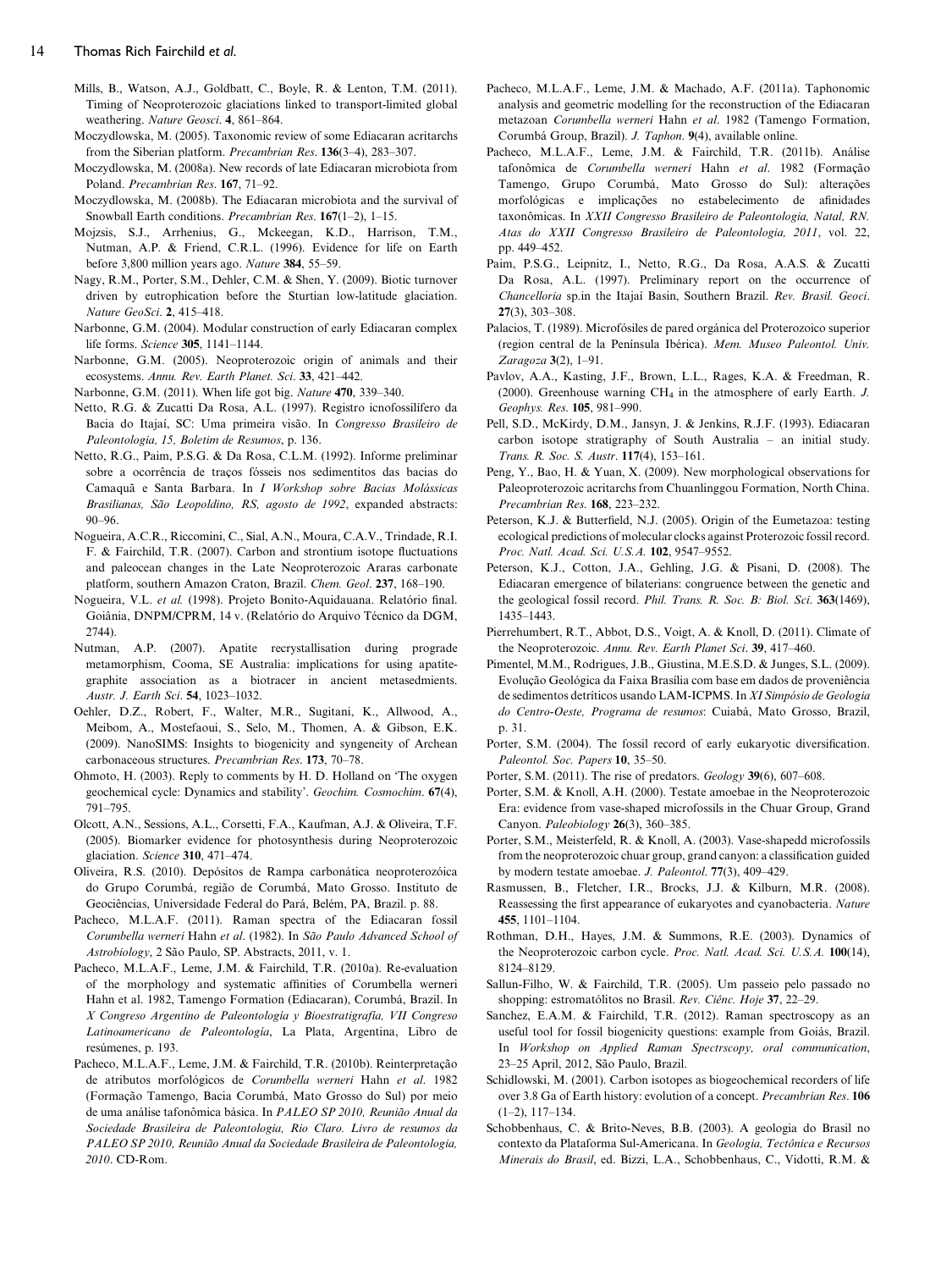Mills, B., Watson, A.J., Goldbatt, C., Boyle, R. & Lenton, T.M. (2011). Timing of Neoproterozoic glaciations linked to transport-limited global weathering. *Nature Geosci*. **4**, 861–864.

Moczydlowska, M. (2005). Taxonomic review of some Ediacaran acritarchs from the Siberian platform. *Precambrian Res*. **136**(3–4), 283–307.

Moczydlowska, M. (2008a). New records of late Ediacaran microbiota from Poland. *Precambrian Res*. **167**, 71–92.

Moczydlowska, M. (2008b). The Ediacaran microbiota and the survival of Snowball Earth conditions. *Precambrian Res*. **167**(1–2), 1–15.

Mojzsis, S.J., Arrhenius, G., Mckeegan, K.D., Harrison, T.M., Nutman, A.P. & Friend, C.R.L. (1996). Evidence for life on Earth before 3,800 million years ago. *Nature* **384**, 55–59.

Nagy, R.M., Porter, S.M., Dehler, C.M. & Shen, Y. (2009). Biotic turnover driven by eutrophication before the Sturtian low-latitude glaciation. *Nature GeoSci*. **2**, 415–418.

Narbonne, G.M. (2004). Modular construction of early Ediacaran complex life forms. *Science* **305**, 1141–1144.

Narbonne, G.M. (2005). Neoproterozoic origin of animals and their ecosystems. *Annu. Rev. Earth Planet. Sci*. **33**, 421–442.

Narbonne, G.M. (2011). When life got big. *Nature* **470**, 339–340.

Netto, R.G. & Zucatti Da Rosa, A.L. (1997). Registro icnofossilífero da Bacia do Itajaí, SC: Uma primeira visão. In *Congresso Brasileiro de Paleontologia, 15, Boletim de Resumos*, p. 136.

Netto, R.G., Paim, P.S.G. & Da Rosa, C.L.M. (1992). Informe preliminar sobre a ocorrência de traços fósseis nos sedimentitos das bacias do Camaquã e Santa Barbara. In *I Workshop sobre Bacias Molássicas Brasilianas, São Leopoldino, RS, agosto de 1992*, expanded abstracts: 90–96.

Nogueira, A.C.R., Riccomini, C., Sial, A.N., Moura, C.A.V., Trindade, R.I. F. & Fairchild, T.R. (2007). Carbon and strontium isotope fluctuations and paleocean changes in the Late Neoproterozoic Araras carbonate platform, southern Amazon Craton, Brazil. *Chem. Geol*. **237**, 168–190.

Nogueira, V.L. *et al.* (1998). Projeto Bonito-Aquidauana. Relatório final. Goiânia, DNPM/CPRM, 14 v. (Relatório do Arquivo Técnico da DGM, 2744).

Nutman, A.P. (2007). Apatite recrystallisation during prograde metamorphism, Cooma, SE Australia: implications for using apatite-graphite association as a biotracer in ancient metasedmients. *Austr. J. Earth Sci*. **54**, 1023–1032.

Oehler, D.Z., Robert, F., Walter, M.R., Sugitani, K., Allwood, A., Meibom, A., Mostefaoui, S., Selo, M., Thomen, A. & Gibson, E.K. (2009). NanoSIMS: Insights to biogenicity and syngeneity of Archean carbonaceous structures. *Precambrian Res*. **173**, 70–78.

Ohmoto, H. (2003). Reply to comments by H. D. Holland on 'The oxygen geochemical cycle: Dynamics and stability'. *Geochim. Cosmochim*. **67**(4), 791–795.

Olcott, A.N., Sessions, A.L., Corsetti, F.A., Kaufman, A.J. & Oliveira, T.F. (2005). Biomarker evidence for photosynthesis during Neoproterozoic glaciation. *Science* **310**, 471–474.

Oliveira, R.S. (2010). Depósitos de Rampa carbonática neoproterozóica do Grupo Corumbá, região de Corumbá, Mato Grosso. Instituto de Geociências, Universidade Federal do Pará, Belém, PA, Brazil. p. 88.

Pacheco, M.L.A.F. (2011). Raman spectra of the Ediacaran fossil *Corumbella werneri* Hahn *et al*. (1982). In *São Paulo Advanced School of Astrobiology*, 2 São Paulo, SP. Abstracts, 2011, v. 1.

Pacheco, M.L.A.F., Leme, J.M. & Fairchild, T.R. (2010a). Re-evaluation of the morphology and systematic affinities of Corumbella werneri Hahn et al. 1982, Tamengo Formation (Ediacaran), Corumbá, Brazil. In *X Congreso Argentino de Paleontología y Bioestratigrafía, VII Congreso Latinoamericano de Paleontología*, La Plata, Argentina, Libro de resúmenes, p. 193.

Pacheco, M.L.A.F., Leme, J.M. & Fairchild, T.R. (2010b). Reinterpretação de atributos morfológicos de *Corumbella werneri* Hahn *et al*. 1982 (Formação Tamengo, Bacia Corumbá, Mato Grosso do Sul) por meio de uma análise tafonômica básica. In *PALEO SP 2010, Reunião Anual da Sociedade Brasileira de Paleontologia, Rio Claro. Livro de resumos da PALEO SP 2010, Reunião Anual da Sociedade Brasileira de Paleontologia, 2010*. CD-Rom.

Pacheco, M.L.A.F., Leme, J.M. & Machado, A.F. (2011a). Taphonomic analysis and geometric modelling for the reconstruction of the Ediacaran metazoan *Corumbella werneri* Hahn *et al*. 1982 (Tamengo Formation, Corumbá Group, Brazil). *J. Taphon*. **9**(4), available online.

Pacheco, M.L.A.F., Leme, J.M. & Fairchild, T.R. (2011b). Análise tafonômica de *Corumbella werneri* Hahn *et al*. 1982 (Formação Tamengo, Grupo Corumbá, Mato Grosso do Sul): alterações morfológicas e implicações no estabelecimento de afinidades taxonômicas. In *XXII Congresso Brasileiro de Paleontologia, Natal, RN. Atas do XXII Congresso Brasileiro de Paleontologia, 2011*, vol. 22, pp. 449–452.

Paim, P.S.G., Leipnitz, I., Netto, R.G., Da Rosa, A.A.S. & Zucatti Da Rosa, A.L. (1997). Preliminary report on the occurrence of *Chancelloria* sp.in the Itajaí Basin, Southern Brazil. *Rev. Brasil. Geoci*. **27**(3), 303–308.

Palacios, T. (1989). Microfósiles de pared orgánica del Proterozoico superior (region central de la Península Ibérica). *Mem. Museo Paleontol. Univ. Zaragoza* **3**(2), 1–91.

Pavlov, A.A., Kasting, J.F., Brown, L.L., Rages, K.A. & Freedman, R. (2000). Greenhouse warning $CH_4$ in the atmosphere of early Earth. *J. Geophys. Res*. **105**, 981–990.

Pell, S.D., McKirdy, D.M., Jansyn, J. & Jenkins, R.J.F. (1993). Ediacaran carbon isotope stratigraphy of South Australia – an initial study. *Trans. R. Soc. S. Austr*. **117**(4), 153–161.

Peng, Y., Bao, H. & Yuan, X. (2009). New morphological observations for Paleoproterozoic acritarchs from Chuanlinggou Formation, North China. *Precambrian Res*. **168**, 223–232.

Peterson, K.J. & Butterfield, N.J. (2005). Origin of the Eumetazoa: testing ecological predictions of molecular clocks against Proterozoic fossil record. *Proc. Natl. Acad. Sci. U.S.A.* **102**, 9547–9552.

Peterson, K.J., Cotton, J.A., Gehling, J.G. & Pisani, D. (2008). The Ediacaran emergence of bilaterians: congruence between the genetic and the geological fossil record. *Phil. Trans. R. Soc. B: Biol. Sci*. **363**(1469), 1435–1443.

Pierrehumbert, R.T., Abbot, D.S., Voigt, A. & Knoll, D. (2011). Climate of the Neoproterozoic. *Annu. Rev. Earth Planet Sci*. **39**, 417–460.

Pimentel, M.M., Rodrigues, J.B., Giustina, M.E.S.D. & Junges, S.L. (2009). Evolução Geológica da Faixa Brasília com base em dados de proveniência de sedimentos detríticos usando LAM-ICPMS. In *XI Simpósio de Geologia do Centro-Oeste, Programa de resumos*: Cuiabá, Mato Grosso, Brazil, p. 31.

Porter, S.M. (2004). The fossil record of early eukaryotic diversification. *Paleontol. Soc. Papers* **10**, 35–50.

Porter, S.M. (2011). The rise of predators. *Geology* **39**(6), 607–608.

Porter, S.M. & Knoll, A.H. (2000). Testate amoebae in the Neoproterozoic Era: evidence from vase-shaped microfossils in the Chuar Group, Grand Canyon. *Paleobiology* **26**(3), 360–385.

Porter, S.M., Meisterfeld, R. & Knoll, A. (2003). Vase-shapedd microfossils from the neoproterozoic chuar group, grand canyon: a classification guided by modern testate amoebae. *J. Paleontol*. **77**(3), 409–429.

Rasmussen, B., Fletcher, I.R., Brocks, J.J. & Kilburn, M.R. (2008). Reassessing the first appearance of eukaryotes and cyanobacteria. *Nature* **455**, 1101–1104.

Rothman, D.H., Hayes, J.M. & Summons, R.E. (2003). Dynamics of the Neoproterozoic carbon cycle. *Proc. Natl. Acad. Sci. U.S.A.* **100**(14), 8124–8129.

Sallun-Filho, W. & Fairchild, T.R. (2005). Um passeio pelo passado no shopping: estromatólitos no Brasil. *Rev. Ciênc. Hoje* **37**, 22–29.

Sanchez, E.A.M. & Fairchild, T.R. (2012). Raman spectroscopy as an useful tool for fossil biogenicity questions: example from Goiás, Brazil. In *Workshop on Applied Raman Spectrscopy, oral communication*, 23–25 April, 2012, São Paulo, Brazil.

Schidlowski, M. (2001). Carbon isotopes as biogeochemical recorders of life over 3.8 Ga of Earth history: evolution of a concept. *Precambrian Res*. **106** (1–2), 117–134.

Schobbenhaus, C. & Brito-Neves, B.B. (2003). A geologia do Brasil no contexto da Plataforma Sul-Americana. In *Geologia, Tectônica e Recursos Minerais do Brasil*, ed. Bizzi, L.A., Schobbenhaus, C., Vidotti, R.M. &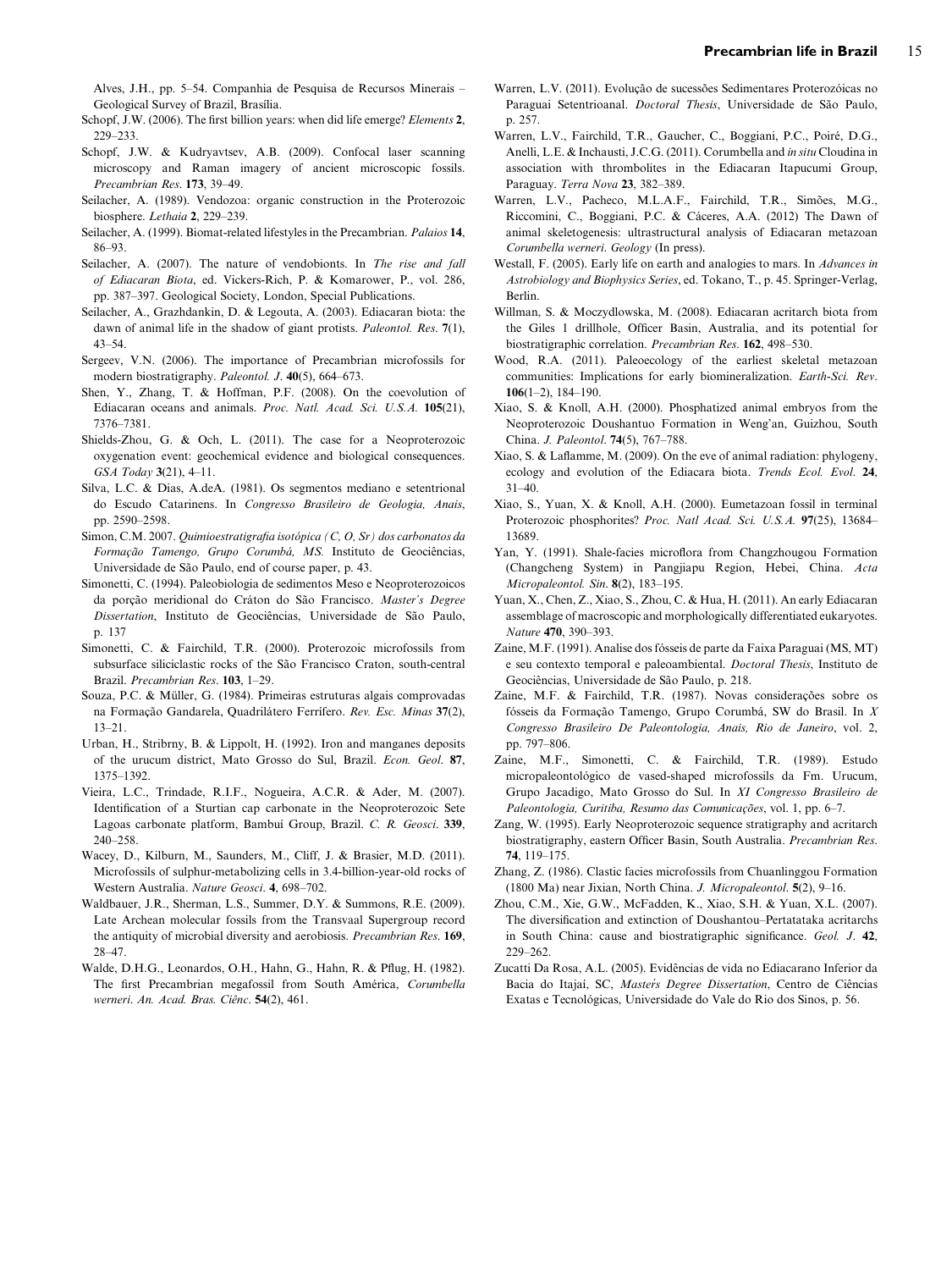Alves, J.H., pp. 5–54. Companhia de Pesquisa de Recursos Minerais – Geological Survey of Brazil, Brasília.

Schopf, J.W. (2006). The first billion years: when did life emerge? *Elements* **2**, 229–233.

Schopf, J.W. & Kudryavtsev, A.B. (2009). Confocal laser scanning microscopy and Raman imagery of ancient microscopic fossils. *Precambrian Res*. **173**, 39–49.

Seilacher, A. (1989). Vendozoa: organic construction in the Proterozoic biosphere. *Lethaia* **2**, 229–239.

Seilacher, A. (1999). Biomat-related lifestyles in the Precambrian. *Palaios* **14**, 86–93.

Seilacher, A. (2007). The nature of vendobionts. In *The rise and fall of Ediacaran Biota*, ed. Vickers-Rich, P. & Komarower, P., vol. 286, pp. 387–397. Geological Society, London, Special Publications.

Seilacher, A., Grazhdankin, D. & Legouta, A. (2003). Ediacaran biota: the dawn of animal life in the shadow of giant protists. *Paleontol. Res*. **7**(1), 43–54.

Sergeev, V.N. (2006). The importance of Precambrian microfossils for modern biostratigraphy. *Paleontol. J*. **40**(5), 664–673.

Shen, Y., Zhang, T. & Hoffman, P.F. (2008). On the coevolution of Ediacaran oceans and animals. *Proc. Natl. Acad. Sci. U.S.A.* **105**(21), 7376–7381.

Shields-Zhou, G. & Och, L. (2011). The case for a Neoproterozoic oxygenation event: geochemical evidence and biological consequences. *GSA Today* **3**(21), 4–11.

Silva, L.C. & Dias, A.deA. (1981). Os segmentos mediano e setentrional do Escudo Catarinens. In *Congresso Brasileiro de Geologia, Anais*, pp. 2590–2598.

Simon, C.M. 2007. *Quimioestratigrafia isotópica (C, O, Sr) dos carbonatos da Formação Tamengo, Grupo Corumbá, MS.* Instituto de Geociências, Universidade de São Paulo, end of course paper, p. 43.

Simonetti, C. (1994). Paleobiologia de sedimentos Meso e Neoproterozoicos da porção meridional do Cráton do São Francisco. *Master's Degree Dissertation*, Instituto de Geociências, Universidade de São Paulo, p. 137

Simonetti, C. & Fairchild, T.R. (2000). Proterozoic microfossils from subsurface siliciclastic rocks of the São Francisco Craton, south-central Brazil. *Precambrian Res*. **103**, 1–29.

Souza, P.C. & Müller, G. (1984). Primeiras estruturas algais comprovadas na Formação Gandarela, Quadrilátero Ferrífero. *Rev. Esc. Minas* **37**(2), 13–21.

Urban, H., Stribrny, B. & Lippolt, H. (1992). Iron and manganes deposits of the urucum district, Mato Grosso do Sul, Brazil. *Econ. Geol*. **87**, 1375–1392.

Vieira, L.C., Trindade, R.I.F., Nogueira, A.C.R. & Ader, M. (2007). Identification of a Sturtian cap carbonate in the Neoproterozoic Sete Lagoas carbonate platform, Bambuí Group, Brazil. *C. R. Geosci*. **339**, 240–258.

Wacey, D., Kilburn, M., Saunders, M., Cliff, J. & Brasier, M.D. (2011). Microfossils of sulphur-metabolizing cells in 3.4-billion-year-old rocks of Western Australia. *Nature Geosci*. **4**, 698–702.

Waldbauer, J.R., Sherman, L.S., Summer, D.Y. & Summons, R.E. (2009). Late Archean molecular fossils from the Transvaal Supergroup record the antiquity of microbial diversity and aerobiosis. *Precambrian Res*. **169**, 28–47.

Walde, D.H.G., Leonardos, O.H., Hahn, G., Hahn, R. & Pflug, H. (1982). The first Precambrian megafossil from South América, *Corumbella werneri*. *An. Acad. Bras. Ciênc*. **54**(2), 461.

Warren, L.V. (2011). Evolução de sucessões Sedimentares Proterozóicas no Paraguai Setentrioanal. *Doctoral Thesis*, Universidade de São Paulo, p. 257.

Warren, L.V., Fairchild, T.R., Gaucher, C., Boggiani, P.C., Poiré, D.G., Anelli, L.E. & Inchausti, J.C.G. (2011). Corumbella and *in situ* Cloudina in association with thrombolites in the Ediacaran Itapucumi Group, Paraguay. *Terra Nova* **23**, 382–389.

Warren, L.V., Pacheco, M.L.A.F., Fairchild, T.R., Simões, M.G., Riccomini, C., Boggiani, P.C. & Cáceres, A.A. (2012) The Dawn of animal skeletogenesis: ultrastructural analysis of Ediacaran metazoan *Corumbella werneri*. *Geology* (In press).

Westall, F. (2005). Early life on earth and analogies to mars. In *Advances in Astrobiology and Biophysics Series*, ed. Tokano, T., p. 45. Springer-Verlag, Berlin.

Willman, S. & Moczydlowska, M. (2008). Ediacaran acritarch biota from the Giles 1 drillhole, Officer Basin, Australia, and its potential for biostratigraphic correlation. *Precambrian Res*. **162**, 498–530.

Wood, R.A. (2011). Paleoecology of the earliest skeletal metazoan communities: Implications for early biomineralization. *Earth-Sci. Rev*. **106**(1–2), 184–190.

Xiao, S. & Knoll, A.H. (2000). Phosphatized animal embryos from the Neoproterozoic Doushantuo Formation in Weng'an, Guizhou, South China. *J. Paleontol*. **74**(5), 767–788.

Xiao, S. & Laflamme, M. (2009). On the eve of animal radiation: phylogeny, ecology and evolution of the Ediacara biota. *Trends Ecol. Evol*. **24**, 31–40.

Xiao, S., Yuan, X. & Knoll, A.H. (2000). Eumetazoan fossil in terminal Proterozoic phosphorites? *Proc. Natl Acad. Sci. U.S.A.* **97**(25), 13684–13689.

Yan, Y. (1991). Shale-facies microflora from Changzhougou Formation (Changcheng System) in Pangjiapu Region, Hebei, China. *Acta Micropaleontol. Sin*. **8**(2), 183–195.

Yuan, X., Chen, Z., Xiao, S., Zhou, C. & Hua, H. (2011). An early Ediacaran assemblage of macroscopic and morphologically differentiated eukaryotes. *Nature* **470**, 390–393.

Zaine, M.F. (1991). Analise dos fósseis de parte da Faixa Paraguai (MS, MT) e seu contexto temporal e paleoambiental. *Doctoral Thesis*, Instituto de Geociências, Universidade de São Paulo, p. 218.

Zaine, M.F. & Fairchild, T.R. (1987). Novas considerações sobre os fósseis da Formação Tamengo, Grupo Corumbá, SW do Brasil. In *X Congresso Brasileiro De Paleontologia, Anais, Rio de Janeiro*, vol. 2, pp. 797–806.

Zaine, M.F., Simonetti, C. & Fairchild, T.R. (1989). Estudo micropaleontológico de vased-shaped microfossils da Fm. Urucum, Grupo Jacadigo, Mato Grosso do Sul. In *XI Congresso Brasileiro de Paleontologia, Curitiba, Resumo das Comunicações*, vol. 1, pp. 6–7.

Zang, W. (1995). Early Neoproterozoic sequence stratigraphy and acritarch biostratigraphy, eastern Officer Basin, South Australia. *Precambrian Res*. **74**, 119–175.

Zhang, Z. (1986). Clastic facies microfossils from Chuanlinggou Formation (1800 Ma) near Jixian, North China. *J. Micropaleontol*. **5**(2), 9–16.

Zhou, C.M., Xie, G.W., McFadden, K., Xiao, S.H. & Yuan, X.L. (2007). The diversification and extinction of Doushantou–Pertatataka acritarchs in South China: cause and biostratigraphic significance. *Geol. J*. **42**, 229–262.

Zucatti Da Rosa, A.L. (2005). Evidências de vida no Ediacarano Inferior da Bacia do Itajaí, SC, *Master's Degree Dissertation*, Centro de Ciências Exatas e Tecnológicas, Universidade do Vale do Rio dos Sinos, p. 56.